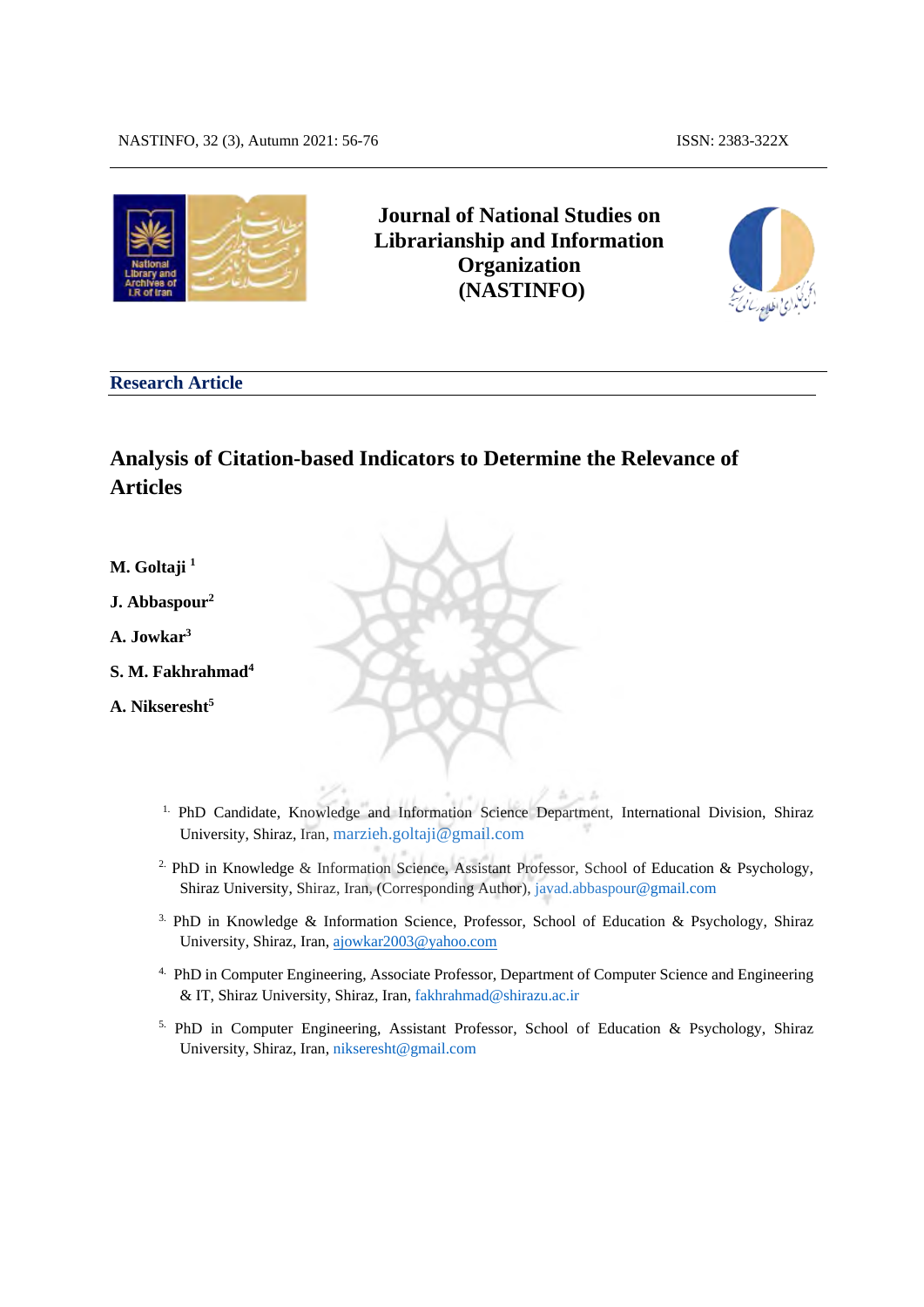**Journal of National Studies on Librarianship and Information Organization (NASTINFO)**

**Research Article**

# Analysis of Citation-based Indicators to Determine the Relevance of Articles

**M. Goltaji** [1]

**J. Abbaspour**[2]

**A. Jowkar**[3]

**S. M. Fakhrahmad**[4]

**A. Nikseresht**[5]

1. PhD Candidate, Knowledge and Information Science Department, International Division, Shiraz University, Shiraz, Iran, marzieh.goltaji@gmail.com

2. PhD in Knowledge & Information Science, Assistant Professor, School of Education & Psychology, Shiraz University, Shiraz, Iran, (Corresponding Author), javad.abbaspour@gmail.com

3. PhD in Knowledge & Information Science, Professor, School of Education & Psychology, Shiraz University, Shiraz, Iran, ajowkar2003@yahoo.com

4. PhD in Computer Engineering, Associate Professor, Department of Computer Science and Engineering & IT, Shiraz University, Shiraz, Iran, fakhrahmad@shirazu.ac.ir

5. PhD in Computer Engineering, Assistant Professor, School of Education & Psychology, Shiraz University, Shiraz, Iran, nikseresht@gmail.com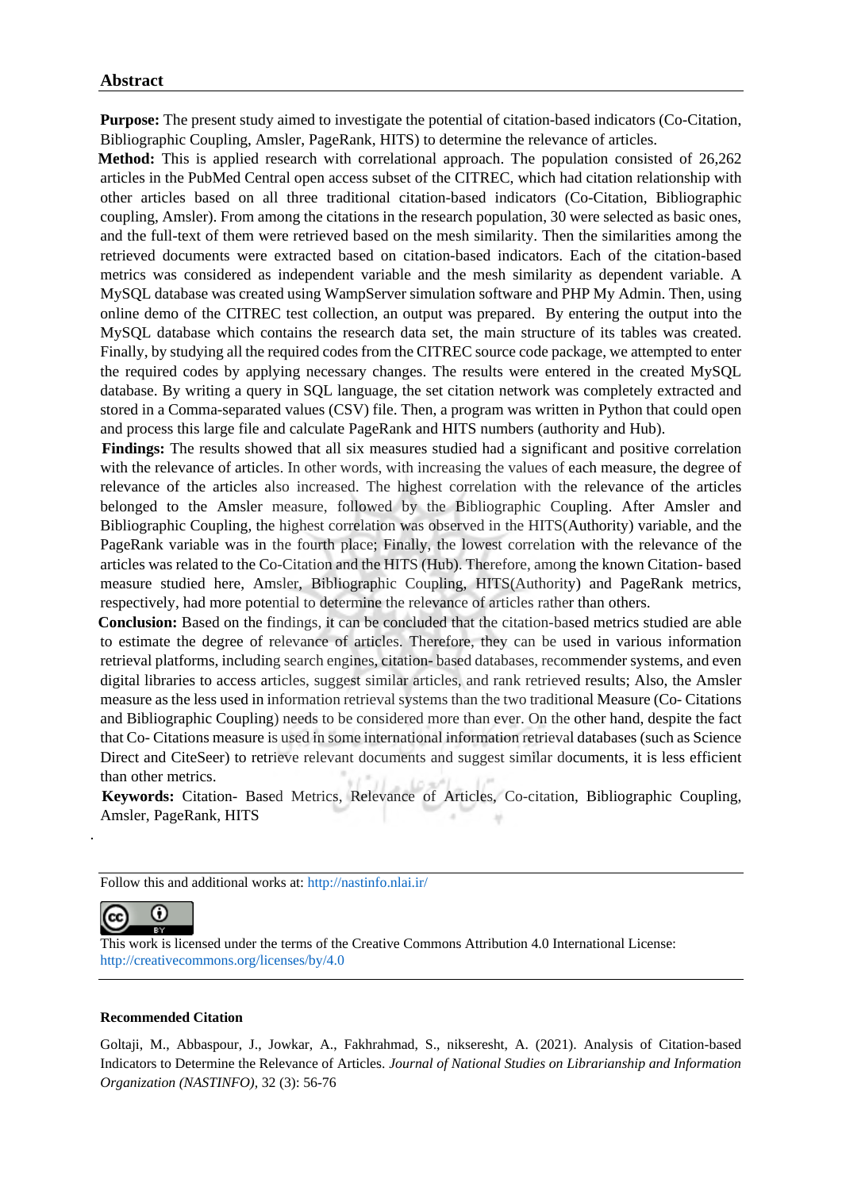## Abstract

**Purpose:** The present study aimed to investigate the potential of citation-based indicators (Co-Citation, Bibliographic Coupling, Amsler, PageRank, HITS) to determine the relevance of articles.

**Method:** This is applied research with correlational approach. The population consisted of 26,262 articles in the PubMed Central open access subset of the CITREC, which had citation relationship with other articles based on all three traditional citation-based indicators (Co-Citation, Bibliographic coupling, Amsler). From among the citations in the research population, 30 were selected as basic ones, and the full-text of them were retrieved based on the mesh similarity. Then the similarities among the retrieved documents were extracted based on citation-based indicators. Each of the citation-based metrics was considered as independent variable and the mesh similarity as dependent variable. A MySQL database was created using WampServer simulation software and PHP My Admin. Then, using online demo of the CITREC test collection, an output was prepared. By entering the output into the MySQL database which contains the research data set, the main structure of its tables was created. Finally, by studying all the required codes from the CITREC source code package, we attempted to enter the required codes by applying necessary changes. The results were entered in the created MySQL database. By writing a query in SQL language, the set citation network was completely extracted and stored in a Comma-separated values (CSV) file. Then, a program was written in Python that could open and process this large file and calculate PageRank and HITS numbers (authority and Hub).

**Findings:** The results showed that all six measures studied had a significant and positive correlation with the relevance of articles. In other words, with increasing the values of each measure, the degree of relevance of the articles also increased. The highest correlation with the relevance of the articles belonged to the Amsler measure, followed by the Bibliographic Coupling. After Amsler and Bibliographic Coupling, the highest correlation was observed in the HITS(Authority) variable, and the PageRank variable was in the fourth place; Finally, the lowest correlation with the relevance of the articles was related to the Co-Citation and the HITS (Hub). Therefore, among the known Citation- based measure studied here, Amsler, Bibliographic Coupling, HITS(Authority) and PageRank metrics, respectively, had more potential to determine the relevance of articles rather than others.

**Conclusion:** Based on the findings, it can be concluded that the citation-based metrics studied are able to estimate the degree of relevance of articles. Therefore, they can be used in various information retrieval platforms, including search engines, citation- based databases, recommender systems, and even digital libraries to access articles, suggest similar articles, and rank retrieved results; Also, the Amsler measure as the less used in information retrieval systems than the two traditional Measure (Co- Citations and Bibliographic Coupling) needs to be considered more than ever. On the other hand, despite the fact that Co- Citations measure is used in some international information retrieval databases (such as Science Direct and CiteSeer) to retrieve relevant documents and suggest similar documents, it is less efficient than other metrics.

**Keywords:** Citation- Based Metrics, Relevance of Articles, Co-citation, Bibliographic Coupling, Amsler, PageRank, HITS

Follow this and additional works at: http://nastinfo.nlai.ir/

This work is licensed under the terms of the Creative Commons Attribution 4.0 International License: http://creativecommons.org/licenses/by/4.0

**Recommended Citation**

Goltaji, M., Abbaspour, J., Jowkar, A., Fakhrahmad, S., nikseresht, A. (2021). Analysis of Citation-based Indicators to Determine the Relevance of Articles. *Journal of National Studies on Librarianship and Information Organization (NASTINFO)*, 32 (3): 56-76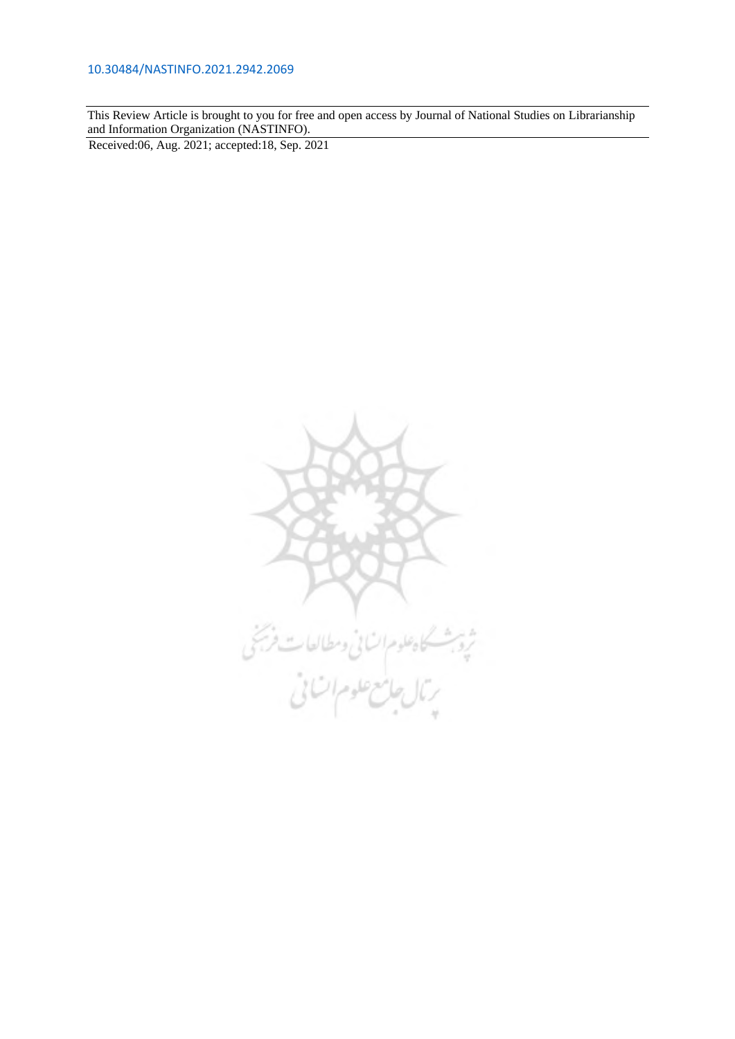10.30484/NASTINFO.2021.2942.2069

This Review Article is brought to you for free and open access by Journal of National Studies on Librarianship and Information Organization (NASTINFO).

Received:06, Aug. 2021; accepted:18, Sep. 2021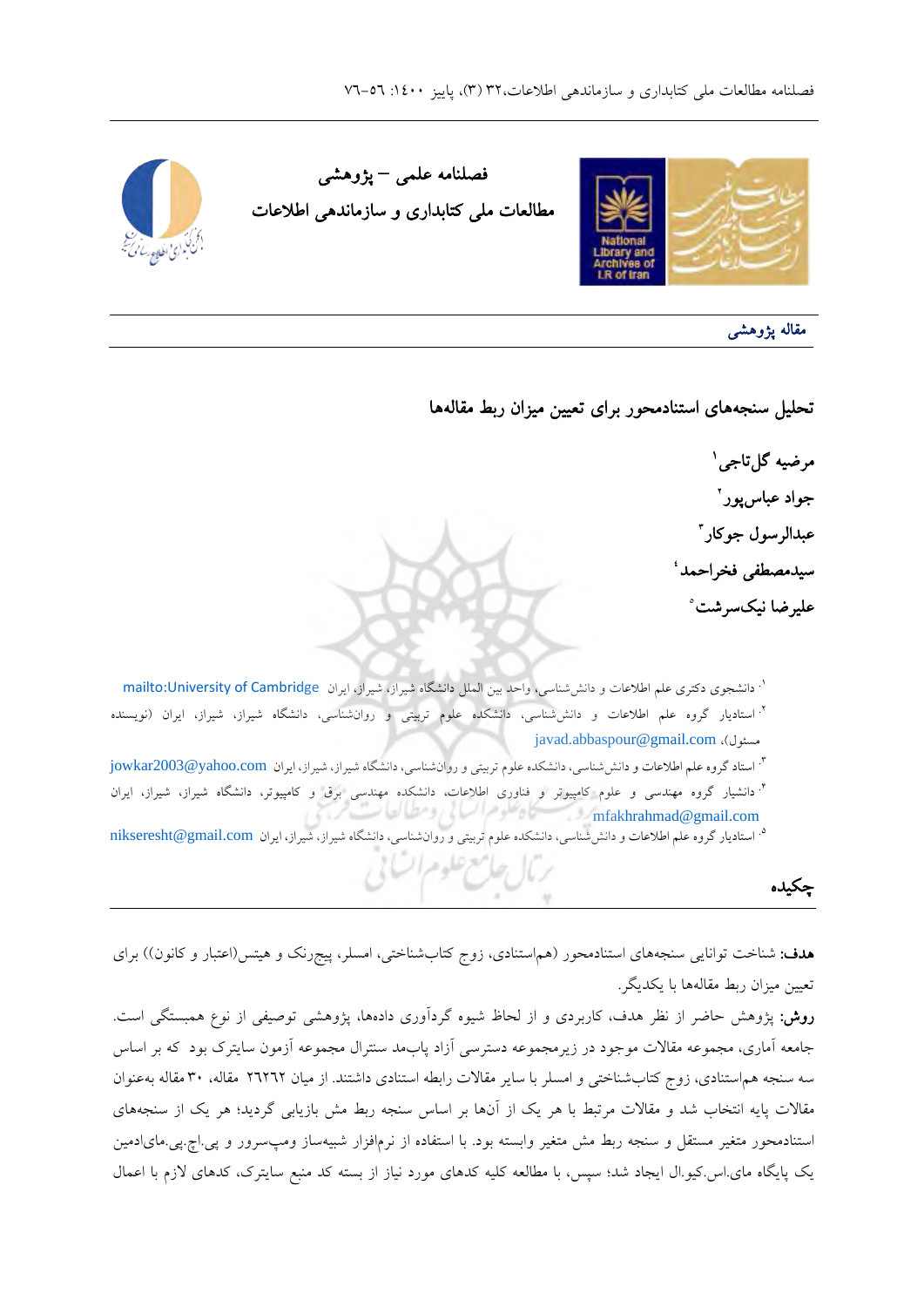فصلنامه علمی – پژوهشی

مطالعات ملی کتابداری و سازماندهی اطلاعات

**مقاله پژوهشی**

# تحلیل سنجه‌های استنادمحور برای تعیین میزان ربط مقاله‌ها

**مرضیه گل‌تاجی**[1]

**جواد عباس‌پور**[2]

**عبدالرسول جوکار**[3]

**سیدمصطفی فخراحمد**[4]

**علیرضا نیک‌سرشت**[5]

[1] دانشجوی دکتری علم اطلاعات و دانش‌شناسی، واحد بین الملل دانشگاه شیراز، شیراز، ایران mailto:University of Cambridge

[2] استادیار گروه علم اطلاعات و دانش‌شناسی، دانشکده علوم تربیتی و روانشناسی، دانشگاه شیراز، شیراز، ایران (نویسنده مسئول)، javad.abbaspour@gmail.com

[3] استاد گروه علم اطلاعات و دانش‌شناسی، دانشکده علوم تربیتی و روانشناسی، دانشگاه شیراز، شیراز، ایران jowkar2003@yahoo.com

[4] دانشیار گروه مهندسی و علوم کامپیوتر و فناوری اطلاعات، دانشکده مهندسی برق و کامپیوتر، دانشگاه شیراز، شیراز، ایران mfakhrahmad@gmail.com

[5] استادیار گروه علم اطلاعات و دانش‌شناسی، دانشکده علوم تربیتی و روانشناسی، دانشگاه شیراز، شیراز، ایران nikseresht@gmail.com

## چکیده

**هدف:** شناخت توانایی سنجه‌های استنادمحور (هم‌استنادی، زوج کتاب‌شناختی، امسلر، پیج‌رنک و هیتس(اعتبار و کانون)) برای تعیین میزان ربط مقاله‌ها با یکدیگر.

**روش:** پژوهش حاضر از نظر هدف، کاربردی و از لحاظ شیوه گردآوری داده‌ها، پژوهشی توصیفی از نوع همبستگی است. جامعه آماری، مجموعه مقالات موجود در زیرمجموعه دسترسی آزاد پاب‌مد سنترال مجموعه آزمون سایترک بود که بر اساس سه سنجه هم‌استنادی، زوج کتاب‌شناختی و امسلر با سایر مقالات رابطه استنادی داشتند. از میان ۲۶۲۶۲ مقاله، ۳۰ مقاله به‌عنوان مقالات پایه انتخاب شد و مقالات مرتبط با هر یک از آنها بر اساس سنجه ربط مش بازیابی گردید؛ هر یک از سنجه‌های استنادمحور متغیر مستقل و سنجه ربط مش متغیر وابسته بود. با استفاده از نرم‌افزار شبیه‌ساز ومپ‌سرور و پی.اچ.پی.مای‌ادمین یک پایگاه مای.اس.کیو.ال ایجاد شد؛ سپس، با مطالعه کلیه کدهای مورد نیاز از بسته کد منبع سایترک، کدهای لازم با اعمال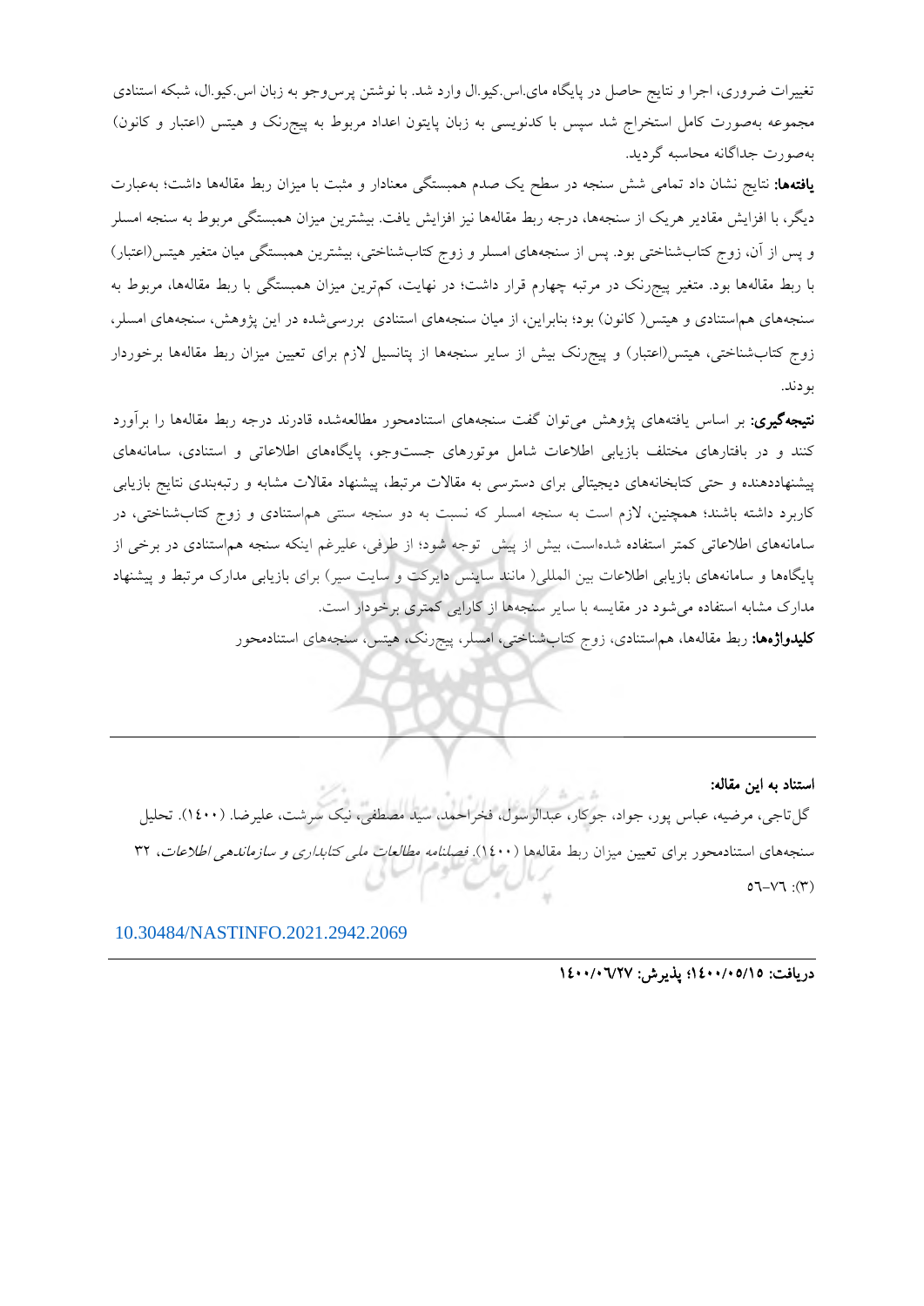تغییرات ضروری، اجرا و نتایج حاصل در پایگاه مای.اس.کیو.ال وارد شد. با نوشتن پرس‌وجو به زبان اس.کیو.ال، شبکه استنادی مجموعه به‌صورت کامل استخراج شد سپس با کدنویسی به زبان پایتون اعداد مربوط به پیج‌رنک و هیتس (اعتبار و کانون) به‌صورت جداگانه محاسبه گردید.

**یافته‌ها:** نتایج نشان داد تمامی شش سنجه در سطح یک صدم همبستگی معنادار و مثبت با میزان ربط مقاله‌ها داشت؛ به‌عبارت دیگر، با افزایش مقادیر هریک از سنجه‌ها، درجه ربط مقاله‌ها نیز افزایش یافت. بیشترین میزان همبستگی مربوط به سنجه امسلر و پس از آن، زوج کتاب‌شناختی بود. پس از سنجه‌های امسلر و زوج کتاب‌شناختی، بیشترین همبستگی میان متغیر هیتس(اعتبار) با ربط مقاله‌ها بود. متغیر پیج‌رنک در مرتبه چهارم قرار داشت؛ در نهایت، کم‌ترین میزان همبستگی با ربط مقاله‌ها، مربوط به سنجه‌های هم‌استنادی و هیتس( کانون) بود؛ بنابراین، از میان سنجه‌های استنادی  بررسی‌شده در این پژوهش، سنجه‌های امسلر، زوج کتاب‌شناختی، هیتس(اعتبار) و پیج‌رنک بیش از سایر سنجه‌ها از پتانسیل لازم برای تعیین میزان ربط مقاله‌ها برخوردار بودند.

**نتیجه‌گیری:** بر اساس یافته‌های پژوهش می‌توان گفت سنجه‌های استنادمحور مطالعه‌شده قادرند درجه ربط مقاله‌ها را برآورد کنند و در بافتارهای مختلف بازیابی اطلاعات شامل موتورهای جست‌وجو، پایگاه‌های اطلاعاتی و استنادی، سامانه‌های پیشنهاددهنده و حتی کتابخانه‌های دیجیتالی برای دسترسی به مقالات مرتبط، پیشنهاد مقالات مشابه و رتبه‌بندی نتایج بازیابی کاربرد داشته باشند؛ همچنین، لازم است به سنجه امسلر که نسبت به دو سنجه سنتی هم‌استنادی و زوج کتاب‌شناختی، در سامانه‌های اطلاعاتی کمتر استفاده شده‌است، بیش از پیش  توجه شود؛ از طرفی، علیرغم اینکه سنجه هم‌استنادی در برخی از پایگاه‌ها و سامانه‌های بازیابی اطلاعات بین المللی( مانند ساینس دایرکت و سایت سیر) برای بازیابی مدارک مرتبط و پیشنهاد مدارک مشابه استفاده می‌شود در مقایسه با سایر سنجه‌ها از کارایی کمتری برخوردار است.

**کلیدواژه‌ها:** ربط مقاله‌ها، هم‌استنادی، زوج کتاب‌شناختی، امسلر، پیج‌رنک، هیتس، سنجه‌های استنادمحور

---

**استناد به این مقاله:**

گل‌تاجی، مرضیه، عباس پور، جواد، جوکار، عبدالرسول، فخراحمد، سید مصطفی، نیک سرشت، علیرضا. (۱٤۰۰). تحلیل سنجه‌های استنادمحور برای تعیین میزان ربط مقاله‌ها (۱٤۰۰). *فصلنامه مطالعات ملی کتابداری و سازماندهی اطلاعات*، ۳۲ (۳): ٥٦-٧٦

10.30484/NASTINFO.2021.2942.2069

---

**دریافت: ۱٤۰۰/۰٥/۱٥؛ پذیرش: ۱٤۰۰/۰٦/۲۷**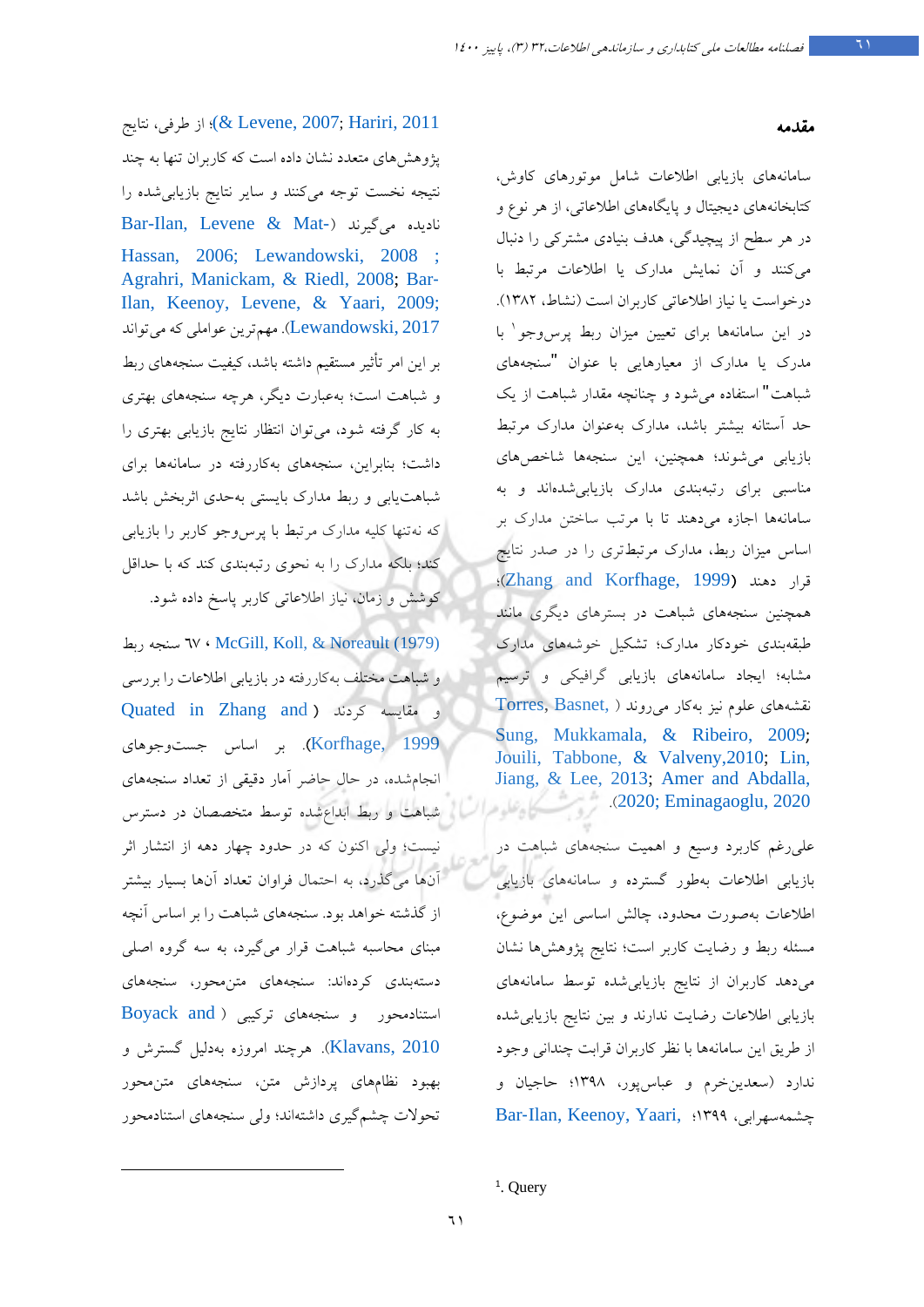## مقدمه

سامانه‌های بازیابی اطلاعات شامل موتورهای کاوش، کتابخانه‌های دیجیتال و پایگاه‌های اطلاعاتی، از هر نوع و در هر سطح از پیچیدگی، هدف بنیادی مشترکی را دنبال می‌کنند و آن نمایش مدارک یا اطلاعات مرتبط با درخواست یا نیاز اطلاعاتی کاربران است (نشاط، ۱۳۸۲). در این سامانه‌ها برای تعیین میزان ربط پرس‌وجو[1] با مدرک یا مدارک از معیارهایی با عنوان "سنجه‌های شباهت" استفاده می‌شود و چنانچه مقدار شباهت از یک حد آستانه بیشتر باشد، مدارک به‌عنوان مدارک مرتبط بازیابی می‌شوند؛ همچنین، این سنجه‌ها شاخص‌های مناسبی برای رتبه‌بندی مدارک بازیابی‌شده‌اند و به سامانه‌ها اجازه می‌دهند تا با مرتب ساختن مدارک بر اساس میزان ربط، مدارک مرتبط‌تری را در صدر نتایج قرار دهند (Zhang and Korfhage, 1999)؛ همچنین سنجه‌های شباهت در بسترهای دیگری مانند طبقه‌بندی خودکار مدارک؛ تشکیل خوشه‌های مدارک مشابه؛ ایجاد سامانه‌های بازیابی گرافیکی و ترسیم نقشه‌های علوم نیز به‌کار می‌روند (Torres, Basnet, Sung, Mukkamala, & Ribeiro, 2009; Jouili, Tabbone, & Valveny,2010; Lin, Jiang, & Lee, 2013; Amer and Abdalla, 2020; Eminagaoglu, 2020).

علی‌رغم کاربرد وسیع و اهمیت سنجه‌های شباهت در بازیابی اطلاعات به‌طور گسترده و سامانه‌های بازیابی اطلاعات به‌صورت محدود، چالش اساسی این موضوع، مسئله ربط و رضایت کاربر است؛ نتایج پژوهش‌ها نشان می‌دهد که کاربران از نتایج بازیابی‌شده توسط سامانه‌های بازیابی اطلاعات رضایت ندارند و بین نتایج بازیابی‌شده از طریق این سامانه‌ها با نظر کاربران قرابت چندانی وجود ندارد (سعدین‌خرم و عباس‌پور، ۱۳۹۸؛ حاجیان و چشمه‌سهرابی، ۱۳۹۹؛ Bar-Ilan, Keenoy, Yaari, & Levene, 2007; Hariri, 2011)؛ از طرفی، نتایج پژوهش‌های متعدد نشان داده است که کاربران تنها به چند نتیجه نخست توجه می‌کنند و سایر نتایج بازیابی‌شده را نادیده می‌گیرند (Bar-Ilan, Levene & Mat-Hassan, 2006; Lewandowski, 2008 ; Agrahri, Manickam, & Riedl, 2008; Bar-Ilan, Keenoy, Levene, & Yaari, 2009; Lewandowski, 2017). مهم‌ترین عواملی که می‌تواند بر این امر تأثیر مستقیم داشته باشد، کیفیت سنجه‌های ربط و شباهت است؛ به‌عبارت دیگر، هرچه سنجه‌های بهتری به کار گرفته شود، می‌توان انتظار نتایج بازیابی بهتری را داشت؛ بنابراین، سنجه‌های به‌کاررفته در سامانه‌ها برای شباهت‌یابی و ربط مدارک بایستی به‌حدی اثربخش باشد که نه‌تنها کلیه مدارک مرتبط با پرس‌وجو کاربر را بازیابی کند؛ بلکه مدارک را به نحوی رتبه‌بندی کند که با حداقل کوشش و زمان، نیاز اطلاعاتی کاربر پاسخ داده شود.

McGill, Koll, & Noreault (1979)، ۶۷ سنجه ربط و شباهت مختلف به‌کاررفته در بازیابی اطلاعات را بررسی و مقایسه کردند (Quated in Zhang and Korfhage, 1999). بر اساس جست‌وجوهای انجام‌شده، در حال حاضر آمار دقیقی از تعداد سنجه‌های شباهت و ربط ابداع‌شده توسط متخصصان در دسترس نیست؛ ولی اکنون که در حدود چهار دهه از انتشار اثر آن‌ها می‌گذرد، به احتمال فراوان تعداد آن‌ها بسیار بیشتر از گذشته خواهد بود. سنجه‌های شباهت را بر اساس آنچه مبنای محاسبه شباهت قرار می‌گیرد، به سه گروه اصلی دسته‌بندی کرده‌اند: سنجه‌های متن‌محور، سنجه‌های استنادمحور و سنجه‌های ترکیبی (Boyack and Klavans, 2010). هرچند امروزه به‌دلیل گسترش و بهبود نظام‌های پردازش متن، سنجه‌های متن‌محور تحولات چشم‌گیری داشته‌اند؛ ولی سنجه‌های استنادمحور

---

[1]. Query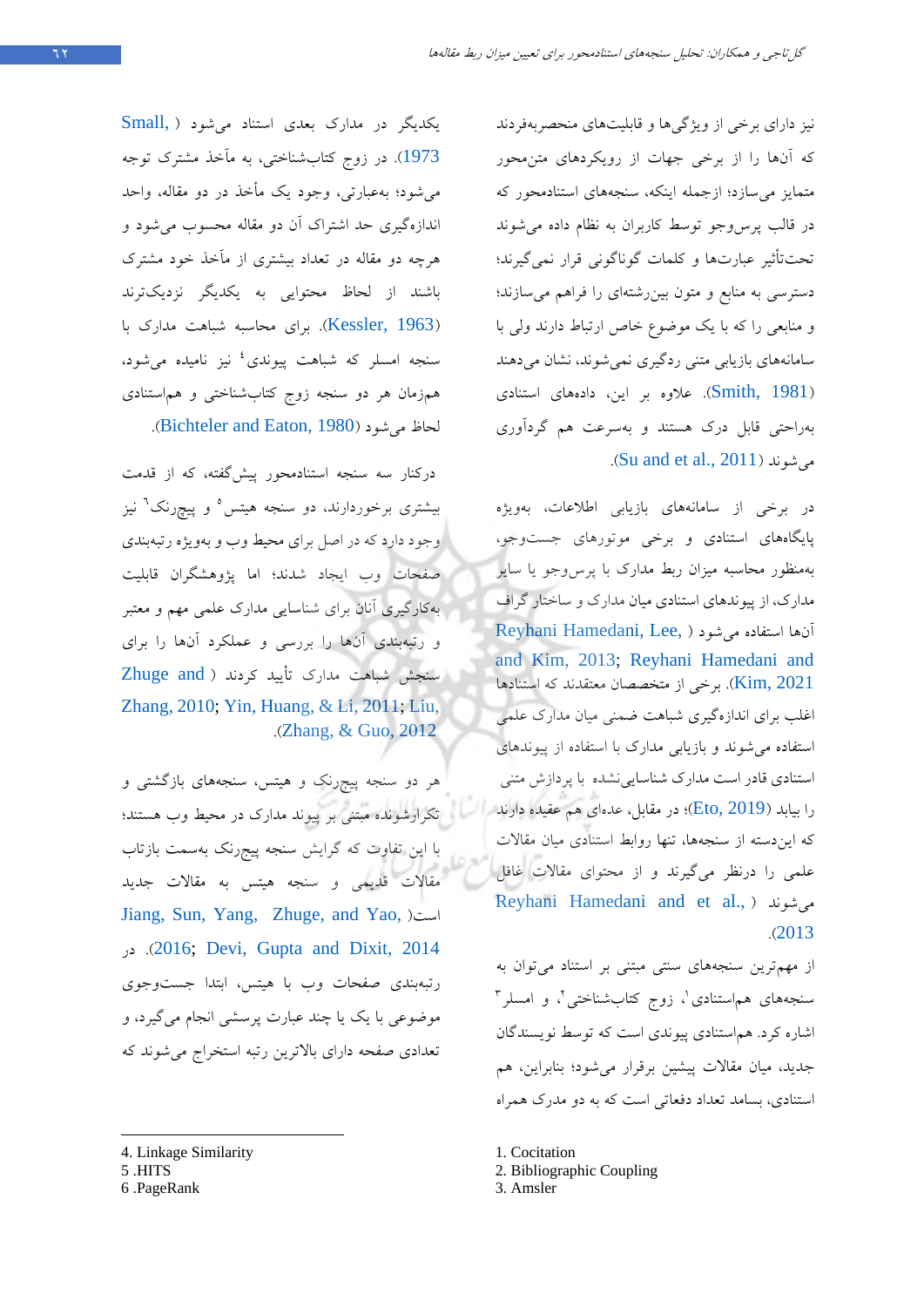نیز دارای برخی از ویژگی‌ها و قابلیت‌های منحصربه‌فردند که آن‌ها را از برخی جهات از رویکردهای متن‌محور متمایز می‌سازد؛ ازجمله اینکه، سنجه‌های استنادمحور که در قالب پرس‌وجو توسط کاربران به نظام داده می‌شوند تحت‌تأثیر عبارت‌ها و کلمات گوناگونی قرار نمی‌گیرند؛ دسترسی به منابع و متون بین‌رشته‌ای را فراهم می‌سازند؛ و منابعی را که با یک موضوع خاص ارتباط دارند ولی با سامانه‌های بازیابی متنی ردگیری نمی‌شوند، نشان می‌دهند (Smith, 1981). علاوه بر این، داده‌های استنادی به‌راحتی قابل درک هستند و به‌سرعت هم گردآوری می‌شوند (Su and et al., 2011).

در برخی از سامانه‌های بازیابی اطلاعات، به‌ویژه پایگاه‌های استنادی و برخی موتورهای جست‌وجو، به‌منظور محاسبه میزان ربط مدارک با پرس‌وجو یا سایر مدارک، از پیوندهای استنادی میان مدارک و ساختار گراف آن‌ها استفاده می‌شود (Reyhani Hamedani, Lee, and Kim, 2013; Reyhani Hamedani and Kim, 2021). برخی از متخصصان معتقدند که استنادها اغلب برای اندازه‌گیری شباهت ضمنی میان مدارک علمی استفاده می‌شوند و بازیابی مدارک با استفاده از پیوندهای استنادی قادر است مدارک شناسایی‌نشده با پردازش متنی را بیابد (Eto, 2019)؛ در مقابل، عده‌ای هم عقیده دارند که این‌دسته از سنجه‌ها، تنها روابط استنادی میان مقالات علمی را درنظر می‌گیرند و از محتوای مقالات غافل می‌شوند (Reyhani Hamedani and et al., 2013).

از مهم‌ترین سنجه‌های سنتی مبتنی بر استناد می‌توان به سنجه‌های هم‌استنادی[1]، زوج کتاب‌شناختی[2]، و امسلر[3] اشاره کرد. هم‌استنادی پیوندی است که توسط نویسندگان جدید، میان مقالات پیشین برقرار می‌شود؛ بنابراین، هم استنادی، بسامد تعداد دفعاتی است که به دو مدرک همراه یکدیگر در مدارک بعدی استناد می‌شود (Small, 1973). در زوج کتاب‌شناختی، به مآخذ مشترک توجه می‌شود؛ به‌عبارتی، وجود یک مأخذ در دو مقاله، واحد اندازه‌گیری حد اشتراک آن دو مقاله محسوب می‌شود و هرچه دو مقاله در تعداد بیشتری از مآخذ خود مشترک باشند از لحاظ محتوایی به یکدیگر نزدیک‌ترند (Kessler, 1963). برای محاسبه شباهت مدارک با سنجه امسلر که شباهت پیوندی[4] نیز نامیده می‌شود، هم‌زمان هر دو سنجه زوج کتاب‌شناختی و هم‌استنادی لحاظ می‌شود (Bichteler and Eaton, 1980).

درکنار سه سنجه استنادمحور پیش‌گفته، که از قدمت بیشتری برخوردارند، دو سنجه هیتس[5] و پیج‌رنک[6] نیز وجود دارد که در اصل برای محیط وب و به‌ویژه رتبه‌بندی صفحات وب ایجاد شدند؛ اما پژوهشگران قابلیت به‌کارگیری آنان برای شناسایی مدارک علمی مهم و معتبر و رتبه‌بندی آن‌ها را بررسی و عملکرد آن‌ها را برای سنجش شباهت مدارک تأیید کردند (Zhuge and Zhang, 2010; Yin, Huang, & Li, 2011; Liu, Zhang, & Guo, 2012).

هر دو سنجه پیج‌رنک و هیتس، سنجه‌های بازگشتی و تکرارشونده مبتنی بر پیوند مدارک در محیط وب هستند؛ با این تفاوت که گرایش سنجه پیج‌رنک به‌سمت بازتاب مقالات قدیمی و سنجه هیتس به مقالات جدید است (Jiang, Sun, Yang, Zhuge, and Yao, 2016; Devi, Gupta and Dixit, 2014). در رتبه‌بندی صفحات وب با هیتس، ابتدا جست‌وجوی موضوعی با یک یا چند عبارت پرسشی انجام می‌گیرد، و تعدادی صفحه دارای بالاترین رتبه استخراج می‌شوند که

---

1. Cocitation
2. Bibliographic Coupling
3. Amsler
4. Linkage Similarity
5. HITS
6. PageRank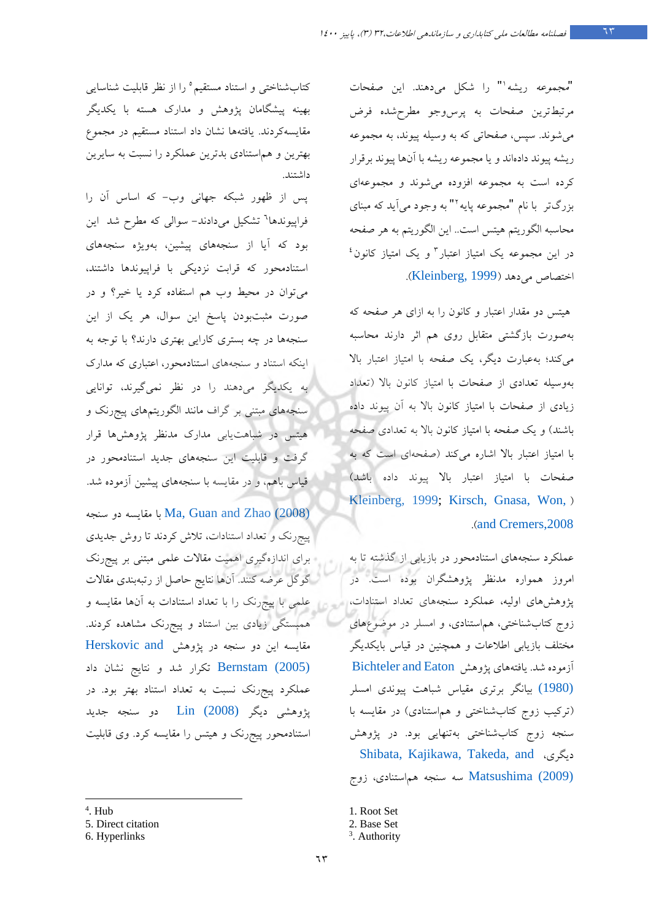"مجموعه ریشه[1]" را شکل می‌دهند. این صفحات مرتبط‌ترین صفحات به پرس‌وجو مطرح‌شده فرض می‌شوند. سپس، صفحاتی که به وسیله پیوند، به مجموعه ریشه پیوند داده‌اند و یا مجموعه ریشه با آن‌ها پیوند برقرار کرده است به مجموعه افزوده می‌شوند و مجموعه‌ای بزرگ‌تر با نام "مجموعه پایه[2]" به وجود می‌آید که مبنای محاسبه الگوریتم هیتس است.. این الگوریتم به هر صفحه در این مجموعه یک امتیاز اعتبار[3] و یک امتیاز کانون[4] اختصاص می‌دهد (Kleinberg, 1999).

هیتس دو مقدار اعتبار و کانون را به ازای هر صفحه که به‌صورت بازگشتی متقابل روی هم اثر دارند محاسبه می‌کند؛ به‌عبارت دیگر، یک صفحه با امتیاز اعتبار بالا به‌وسیله تعدادی از صفحات با امتیاز کانون بالا (تعداد زیادی از صفحات با امتیاز کانون بالا به آن پیوند داده باشند) و یک صفحه با امتیاز کانون بالا به تعدادی صفحه با امتیاز اعتبار بالا اشاره می‌کند (صفحه‌ای است که به صفحات با امتیاز اعتبار بالا پیوند داده باشد) (Kleinberg, 1999; Kirsch, Gnasa, Won, and Cremers,2008).

عملکرد سنجه‌های استنادمحور در بازیابی از گذشته تا به امروز همواره مدنظر پژوهشگران بوده است. در پژوهش‌های اولیه، عملکرد سنجه‌های تعداد استنادات، زوج کتاب‌شناختی، هم‌استنادی، و امسلر در موضوع‌های مختلف بازیابی اطلاعات و همچنین در قیاس بایکدیگر آزموده شد. یافته‌های پژوهش Bichteler and Eaton (1980) بیانگر برتری مقیاس شباهت پیوندی امسلر (ترکیب زوج کتاب‌شناختی و هم‌استنادی) در مقایسه با سنجه زوج کتاب‌شناختی به‌تنهایی بود. در پژوهش دیگری، Shibata, Kajikawa, Takeda, and Matsushima (2009) سه سنجه هم‌استنادی، زوج کتاب‌شناختی و استناد مستقیم[5] را از نظر قابلیت شناسایی بهینه پیشگامان پژوهش و مدارک هسته با یکدیگر مقایسه‌کردند. یافته‌ها نشان داد استناد مستقیم در مجموع بهترین و هم‌استنادی بدترین عملکرد را نسبت به سایرین داشتند.

پس از ظهور شبکه جهانی وب- که اساس آن را فراپیوندها[6] تشکیل می‌دادند- سوالی که مطرح شد این بود که آیا از سنجه‌های پیشین، بویژه سنجه‌های استنادمحور که قرابت نزدیکی با فراپیوندها داشتند، می‌توان در محیط وب هم استفاده کرد یا خیر؟ و در صورت مثبت‌بودن پاسخ این سوال، هر یک از این سنجه‌ها در چه بستری کارایی بهتری دارند؟ با توجه به اینکه استناد و سنجه‌های استنادمحور، اعتباری که مدارک به یکدیگر می‌دهند را در نظر نمی‌گیرند، توانایی سنجه‌های مبتنی بر گراف مانند الگوریتم‌های پیج‌رنک و هیتس در شباهت‌یابی مدارک مدنظر پژوهش‌ها قرار گرفت و قابلیت این سنجه‌های جدید استنادمحور در قیاس باهم، و در مقایسه با سنجه‌های پیشین آزموده شد.

Ma, Guan and Zhao (2008) با مقایسه دو سنجه پیج‌رنک و تعداد استنادات، تلاش کردند تا روش جدیدی برای اندازه‌گیری اهمیت مقالات علمی مبتنی بر پیج‌رنک گوگل عرضه کنند. آن‌ها نتایج حاصل از رتبه‌بندی مقالات علمی با پیج‌رنک را با تعداد استنادات به آن‌ها مقایسه و همبستگی زیادی بین استناد و پیج‌رنک مشاهده کردند. مقایسه این دو سنجه در پژوهش Herskovic and Bernstam (2005) تکرار شد و نتایج نشان داد عملکرد پیج‌رنک نسبت به تعداد استناد بهتر بود. در پژوهشی دیگر Lin (2008) دو سنجه جدید استنادمحور پیج‌رنک و هیتس را مقایسه کرد. وی قابلیت

---

1. Root Set
2. Base Set
3. Authority
4. Hub
5. Direct citation
6. Hyperlinks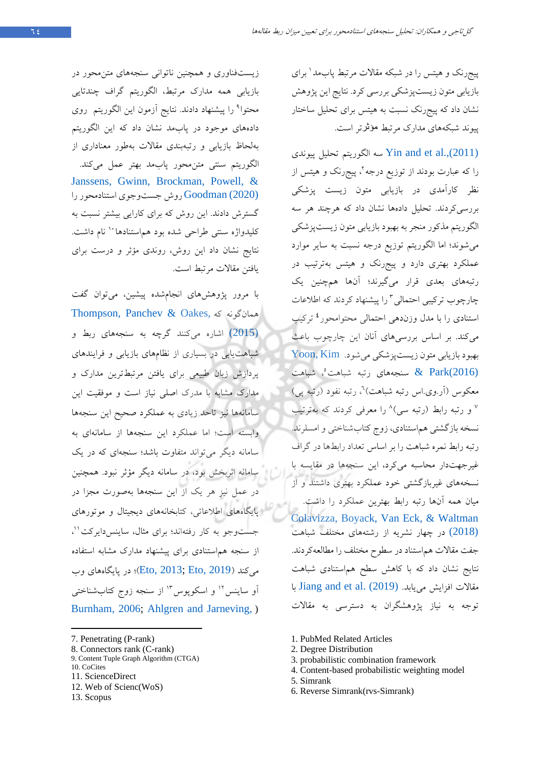پیجرنک و هیتس را در شبکه مقالات مرتبط پاب‌مد[1] برای بازیابی متون زیست‌پزشکی بررسی کرد. نتایج این پژوهش نشان داد که پیجرنک نسبت به هیتس برای تحلیل ساختار پیوند شبکه‌های مدارک مرتبط مؤثرتر است.

Yin and et al.,(2011) سه الگوریتم تحلیل پیوندی را که عبارت بودند از توزیع درجه[2]، پیجرنک و هیتس از نظر کارآمدی در بازیابی متون زیست پزشکی بررسی‌کردند. تحلیل داده‌ها نشان داد که هرچند هر سه الگوریتم مذکور منجر به بهبود بازیابی متون زیست‌پزشکی می‌شوند؛ اما الگوریتم توزیع درجه نسبت به سایر موارد عملکرد بهتری دارد و پیجرنک و هیتس به‌ترتیب در رتبه‌های بعدی قرار می‌گیرند؛ آن‌ها همچنین یک چارچوب ترکیبی احتمالی[3] را پیشنهاد کردند که اطلاعات استنادی را با مدل وزن‌دهی احتمالی محتوامحور[4] ترکیب می‌کند. بر اساس بررسی‌های آنان این چارچوب باعث بهبود بازیابی متون زیست‌پزشکی می‌شود. Yoon, Kim & Park(2016) سنجه‌های رتبه شباهت[5]، شباهت معکوس (آر.وی.اس رتبه شباهت)[6]، رتبه نفوذ (رتبه پی)[7] و رتبه رابط (رتبه سی)[8] را معرفی کردند که به‌ترتیب نسخه بازگشتی هم‌استنادی، زوج کتاب‌شناختی و امسلرند. رتبه رابط نمره شباهت را بر اساس تعداد رابط‌ها در گراف غیرجهت‌دار محاسبه می‌کرد، این سنجه‌ها در مقایسه با نسخه‌های غیربازگشتی خود عملکرد بهتری داشتند و از میان همه آن‌ها رتبه رابط بهترین عملکرد را داشت. Colavizza, Boyack, Van Eck, & Waltman (2018) در چهار نشریه از رشته‌های مختلف شباهت جفت مقالات هم‌استناد در سطوح مختلف را مطالعه‌کردند. نتایج نشان داد که با کاهش سطح هم‌استنادی شباهت مقالات افزایش می‌یابد. Jiang and et al. (2019) با توجه به نیاز پژوهشگران به دسترسی به مقالات زیست‌فناوری و همچنین ناتوانی سنجه‌های متن‌محور در بازیابی همه مدارک مرتبط، الگوریتم گراف چندتایی محتوا[9] را پیشنهاد دادند. نتایج آزمون این الگوریتم روی داده‌های موجود در پاب‌مد نشان داد که این الگوریتم به‌لحاظ بازیابی و رتبه‌بندی مقالات به‌طور معناداری از الگوریتم سنتی متن‌محور پاب‌مد بهتر عمل می‌کند. Janssens, Gwinn, Brockman, Powell, & Goodman (2020) روش جست‌وجوی استنادمحور را گسترش دادند. این روش که برای کارایی بیشتر نسبت به کلیدواژه سنتی طراحی شده بود هم‌استنادها[10] نام داشت. نتایج نشان داد این روش، روندی مؤثر و درست برای یافتن مقالات مرتبط است.

با مرور پژوهش‌های انجام‌شده پیشین، می‌توان گفت همان‌گونه که Thompson, Panchev & Oakes, (2015) اشاره می‌کنند گرچه به سنجه‌های ربط و شباهت‌یابی در بسیاری از نظام‌های بازیابی و فرایندهای پردازش زبان طبیعی برای یافتن مرتبط‌ترین مدارک و مدارک مشابه با مدرک اصلی نیاز است و موفقیت این سامانه‌ها نیز تاحد زیادی به عملکرد صحیح این سنجه‌ها وابسته است؛ اما عملکرد این سنجه‌ها از سامانه‌ای به سامانه دیگر می‌تواند متفاوت باشد؛ سنجه‌ای که در یک سامانه اثربخش بود، در سامانه دیگر مؤثر نبود. همچنین در عمل نیز هر یک از این سنجه‌ها به‌صورت مجزا در پایگاه‌های اطلاعاتی، کتابخانه‌های دیجیتال و موتورهای جست‌وجو به کار رفته‌اند؛ برای مثال، ساینس‌دایرکت[11]، از سنجه هم‌استنادی برای پیشنهاد مدارک مشابه استفاده می‌کند (Eto, 2013; Eto, 2019)؛ در پایگاه‌های وب آو ساینس[12] و اسکوپوس[13] از سنجه زوج کتاب‌شناختی (Burnham, 2006; Ahlgren and Jarneving, )

---

1. PubMed Related Articles
2. Degree Distribution
3. probabilistic combination framework
4. Content-based probabilistic weighting model
5. Simrank
6. Reverse Simrank(rvs-Simrank)
7. Penetrating (P-rank)
8. Connectors rank (C-rank)
9. Content Tuple Graph Algorithm (CTGA)
10. CoCites
11. ScienceDirect
12. Web of Scienc(WoS)
13. Scopus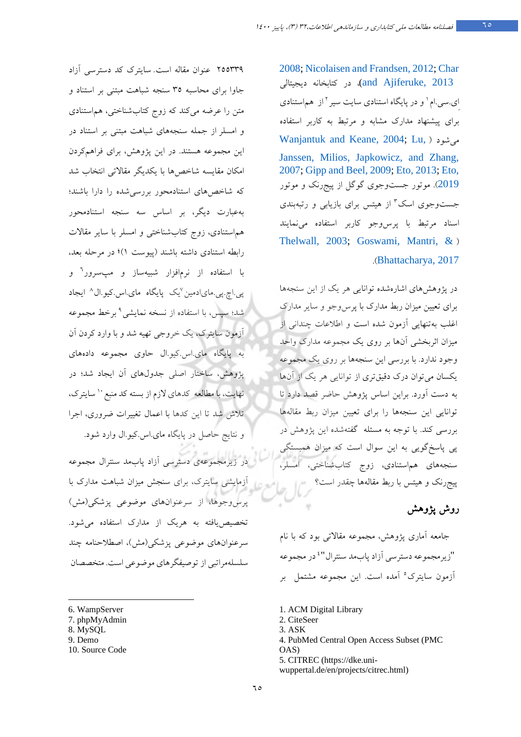2008; Nicolaisen and Frandsen, 2012; Char and Ajiferuke, 2013)، در کتابخانه دیجیتالی ای.سی.ام[1] و در پایگاه استنادی سایت سیر[2] از هم‌استنادی برای پیشنهاد مدارک مشابه و مرتبط به کاربر استفاده می‌شود (Wanjantuk and Keane, 2004; Lu, Janssen, Milios, Japkowicz, and Zhang, 2007; Gipp and Beel, 2009; Eto, 2013; Eto, 2019). موتور جست‌وجوی گوگل از پیج‌رنک و موتور جست‌وجوی اسک[3] از هیتس برای بازیابی و رتبه‌بندی اسناد مرتبط با پرس‌وجو کاربر استفاده می‌نمایند (Thelwall, 2003; Goswami, Mantri, & Bhattacharya, 2017).

در پژوهش‌های اشاره‌شده توانایی هر یک از این سنجه‌ها برای تعیین میزان ربط مدارک با پرس‌وجو و سایر مدارک اغلب به‌تنهایی آزمون شده است و اطلاعات چندانی از میزان اثربخشی آنها بر روی یک مجموعه مدارک واحد وجود ندارد. با بررسی این سنجه‌ها بر روی یک مجموعه یکسان می‌توان درک دقیق‌تری از توانایی هر یک از آنها به دست آورد. براین اساس پژوهش حاضر قصد دارد تا توانایی این سنجه‌ها را برای تعیین میزان ربط مقاله‌ها بررسی کند. با توجه به مسئله گفته‌شده این پژوهش در پی پاسخ‌گویی به این سوال است که میزان همبستگی سنجه‌های هم‌استنادی، زوج کتاب‌شناختی، امسلر، پیج‌رنک و هیتس با ربط مقاله‌ها چقدر است؟

## روش پژوهش

جامعه آماری پژوهش، مجموعه مقالاتی بود که با نام "زیرمجموعه دسترسی آزاد پاب‌مد سنترال"[4] در مجموعه آزمون سایترک[5] آمده است. این مجموعه مشتمل بر ۲۵۵۳۳۹ عنوان مقاله است. سایترک کد دسترسی آزاد جاوا برای محاسبه ۳۵ سنجه شباهت مبتنی بر استناد و متن را عرضه می‌کند که زوج کتاب‌شناختی، هم‌استنادی و امسلر از جمله سنجه‌های شباهت مبتنی بر استناد در این مجموعه هستند. در این پژوهش، برای فراهم‌کردن امکان مقایسه شاخص‌ها با یکدیگر مقالاتی انتخاب شد که شاخص‌های استنادمحور بررسی‌شده را دارا باشند؛ به‌عبارت دیگر، بر اساس سه سنجه استنادمحور هم‌استنادی، زوج کتاب‌شناختی و امسلر با سایر مقالات رابطه استنادی داشته باشند (پیوست ۱)؛ در مرحله بعد، با استفاده از نرم‌افزار شبیه‌ساز و مپ‌سرور[6] و پی.اچ.پی.مای‌ادمین[7] یک پایگاه مای.اس.کیو.ال[8] ایجاد شد؛ سپس، با استفاده از نسخه نمایشی[9] برخط مجموعه آزمون سایترک، یک خروجی تهیه شد و با وارد کردن آن به پایگاه مای.اس.کیو.ال حاوی مجموعه داده‌های پژوهش، ساختار اصلی جدول‌های آن ایجاد شد؛ در نهایت، با مطالعه کدهای لازم از بسته کد منبع[10] سایترک، تلاش شد تا این کدها با اعمال تغییرات ضروری، اجرا و نتایج حاصل در پایگاه مای.اس.کیو.ال وارد شود.

در زیرمجموعه‌ی دسترسی آزاد پاب‌مد سنترال مجموعه آزمایشی سایترک، برای سنجش میزان شباهت مدارک با پرس‌وجوها، از سرعنوان‌های موضوعی پزشکی(مش) تخصیص‌یافته به هریک از مدارک استفاده می‌شود. سرعنوان‌های موضوعی پزشکی(مش)، اصطلاحنامه چند سلسله‌مراتبی از توصیفگرهای موضوعی است. متخصصان

---

1. ACM Digital Library
2. CiteSeer
3. ASK
4. PubMed Central Open Access Subset (PMC OAS)
5. CITREC (https://dke.uni-wuppertal.de/en/projects/citrec.html)
6. WampServer
7. phpMyAdmin
8. MySQL
9. Demo
10. Source Code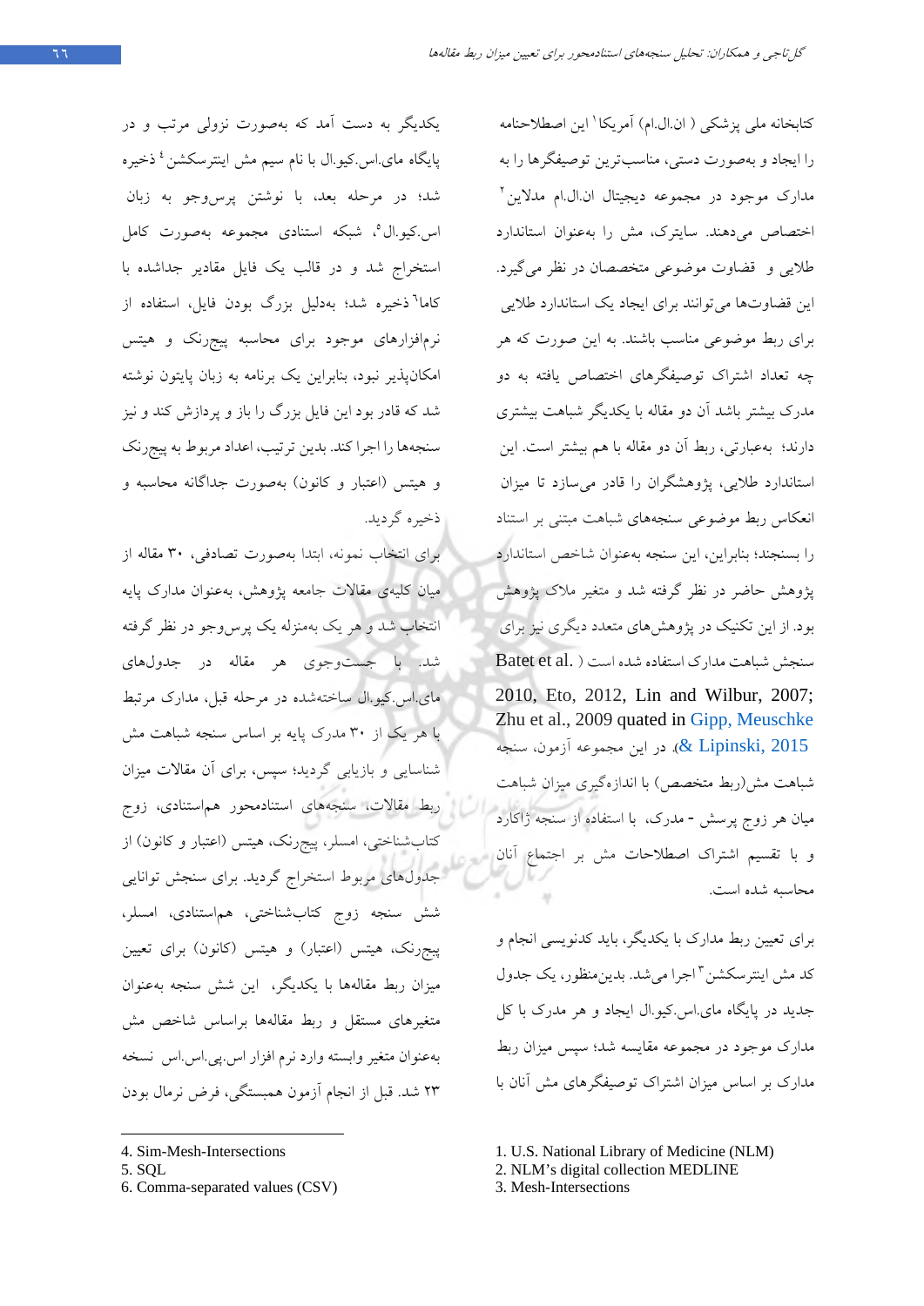کتابخانه ملی پزشکی ( ان.ال.ام) آمریکا[1] این اصطلاحنامه را ایجاد و به‌صورت دستی، مناسب‌ترین توصیفگرها را به مدارک موجود در مجموعه دیجیتال ان.ال.ام مدلاین[2] اختصاص می‌دهند. سایترک، مش را به‌عنوان استاندارد طلایی و قضاوت موضوعی متخصصان در نظر می‌گیرد. این قضاوت‌ها می‌توانند برای ایجاد یک استاندارد طلایی برای ربط موضوعی مناسب باشند. به این صورت که هر چه تعداد اشتراک توصیفگرهای اختصاص یافته به دو مدرک بیشتر باشد آن دو مقاله با یکدیگر شباهت بیشتری دارند؛ به‌عبارتی، ربط آن دو مقاله با هم بیشتر است. این استاندارد طلایی، پژوهشگران را قادر می‌سازد تا میزان انعکاس ربط موضوعی سنجه‌های شباهت مبتنی بر استناد را بسنجند؛ بنابراین، این سنجه به‌عنوان شاخص استاندارد پژوهش حاضر در نظر گرفته شد و متغیر ملاک پژوهش بود. از این تکنیک در پژوهش‌های متعدد دیگری نیز برای سنجش شباهت مدارک استفاده شده است ( Batet et al. 2010, Eto, 2012, Lin and Wilbur, 2007; Zhu et al., 2009 quated in Gipp, Meuschke & Lipinski, 2015). در این مجموعه آزمون، سنجه شباهت مش(ربط متخصص) با اندازه‌گیری میزان شباهت میان هر زوج پرسش - مدرک، با استفاده از سنجه ژاکارد و با تقسیم اشتراک اصطلاحات مش بر اجتماع آنان محاسبه شده است.

برای تعیین ربط مدارک با یکدیگر، باید کدنویسی انجام و کد مش اینترسکشن[3] اجرا می‌شد. بدین‌منظور، یک جدول جدید در پایگاه مای.اس.کیو.ال ایجاد و هر مدرک با کل مدارک موجود در مجموعه مقایسه شد؛ سپس میزان ربط مدارک بر اساس میزان اشتراک توصیفگرهای مش آنان با یکدیگر به دست آمد که به‌صورت نزولی مرتب و در پایگاه مای.اس.کیو.ال با نام سیم مش اینترسکشن[4] ذخیره شد؛ در مرحله بعد، با نوشتن پرس‌وجو به زبان اس.کیو.ال[5]، شبکه استنادی مجموعه به‌صورت کامل استخراج شد و در قالب یک فایل مقادیر جداشده با کاما[6] ذخیره شد؛ به‌دلیل بزرگ بودن فایل، استفاده از نرم‌افزارهای موجود برای محاسبه پیج‌رنک و هیتس امکان‌پذیر نبود، بنابراین یک برنامه به زبان پایتون نوشته شد که قادر بود این فایل بزرگ را باز و پردازش کند و نیز سنجه‌ها را اجرا کند. بدین ترتیب، اعداد مربوط به پیج‌رنک و هیتس (اعتبار و کانون) به‌صورت جداگانه محاسبه و ذخیره گردید.

برای انتخاب نمونه، ابتدا به‌صورت تصادفی، ۳۰ مقاله از میان کلیه‌ی مقالات جامعه پژوهش، به‌عنوان مدارک پایه انتخاب شد و هر یک به‌منزله یک پرس‌وجو در نظر گرفته شد. با جست‌وجوی هر مقاله در جدول‌های مای.اس.کیو.ال ساخته‌شده در مرحله قبل، مدارک مرتبط با هر یک از ۳۰ مدرک پایه بر اساس سنجه شباهت مش شناسایی و بازیابی گردید؛ سپس، برای آن مقالات میزان ربط مقالات، سنجه‌های استنادمحور هم‌استنادی، زوج کتاب‌شناختی، امسلر، پیج‌رنک، هیتس (اعتبار و کانون) از جدول‌های مربوط استخراج گردید. برای سنجش توانایی شش سنجه زوج کتاب‌شناختی، هم‌استنادی، امسلر، پیج‌رنک، هیتس (اعتبار) و هیتس (کانون) برای تعیین میزان ربط مقاله‌ها با یکدیگر، این شش سنجه به‌عنوان متغیرهای مستقل و ربط مقاله‌ها براساس شاخص مش به‌عنوان متغیر وابسته وارد نرم افزار اس.پی.اس.اس نسخه ۲۳ شد. قبل از انجام آزمون همبستگی، فرض نرمال بودن

---

1. U.S. National Library of Medicine (NLM)
2. NLM's digital collection MEDLINE
3. Mesh-Intersections
4. Sim-Mesh-Intersections
5. SQL
6. Comma-separated values (CSV)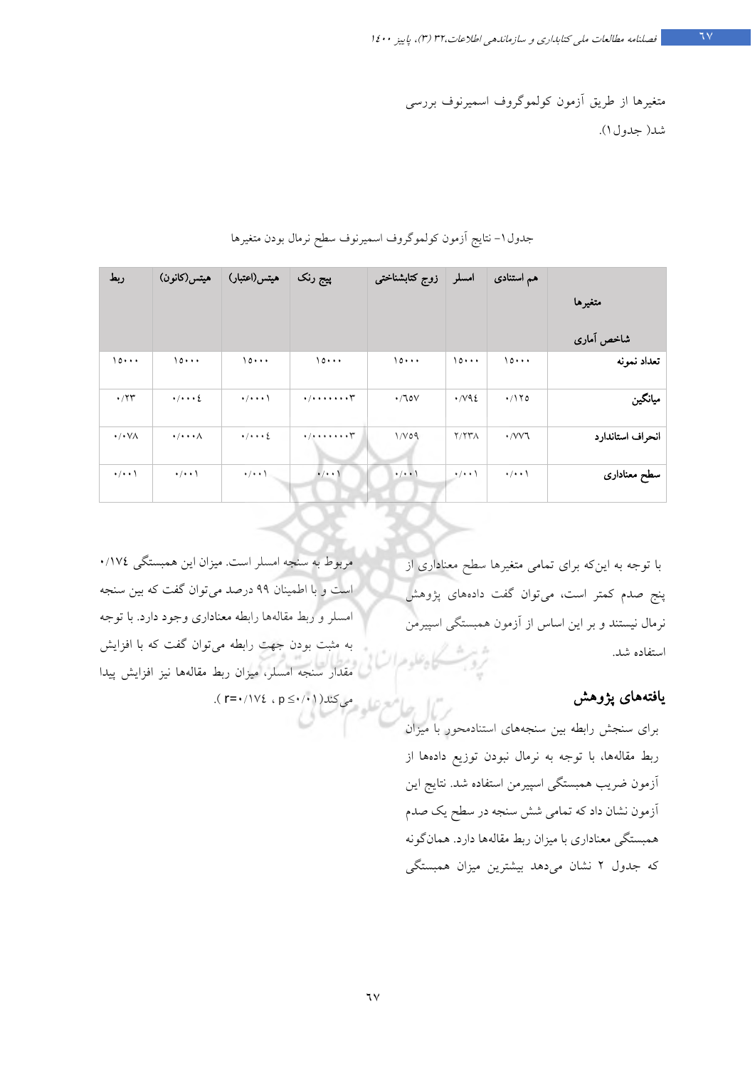متغیرها از طریق آزمون کولموگروف اسمیرنوف بررسی شد( جدول۱).

جدول۱- نتایج آزمون کولموگروف اسمیرنوف سطح نرمال بودن متغیرها

| متغیرها / شاخص آماری | هم استنادی | امسلر | زوج کتابشناختی | پیج رنک | هیتس(اعتبار) | هیتس(کانون) | ربط |
|---|---|---|---|---|---|---|---|
| تعداد نمونه | ۱۵۰۰۰ | ۱۵۰۰۰ | ۱۵۰۰۰ | ۱۵۰۰۰ | ۱۵۰۰۰ | ۱۵۰۰۰ | ۱۵۰۰۰ |
| میانگین | ۰/۱۲۵ | ۰/۷۹۴ | ۰/۶۵۷ | ۰/۰۰۰۰۰۰۰۰۳ | ۰/۰۰۰۱ | ۰/۰۰۰۴ | ۰/۲۳ |
| انحراف استاندارد | ۰/۷۷۶ | ۲/۲۳۸ | ۱/۷۵۹ | ۰/۰۰۰۰۰۰۰۰۳ | ۰/۰۰۰۴ | ۰/۰۰۰۸ | ۰/۰۷۸ |
| سطح معناداری | ۰/۰۰۱ | ۰/۰۰۱ | ۰/۰۰۱ | ۰/۰۰۱ | ۰/۰۰۱ | ۰/۰۰۱ | ۰/۰۰۱ |

با توجه به این‌که برای تمامی متغیرها سطح معناداری از پنج صدم کمتر است، می‌توان گفت داده‌های پژوهش نرمال نیستند و بر این اساس از آزمون همبستگی اسپیرمن استفاده شد.

## یافته‌های پژوهش

برای سنجش رابطه بین سنجه‌های استنادمحور با میزان ربط مقاله‌ها، با توجه به نرمال نبودن توزیع داده‌ها از آزمون ضریب همبستگی اسپیرمن استفاده شد. نتایج این آزمون نشان داد که تمامی شش سنجه در سطح یک صدم همبستگی معناداری با میزان ربط مقاله‌ها دارد. همان‌گونه که جدول ۲ نشان می‌دهد بیشترین میزان همبستگی مربوط به سنجه امسلر است. میزان این همبستگی ۰/۱۷۴ است و با اطمینان ۹۹ درصد می‌توان گفت که بین سنجه امسلر و ربط مقاله‌ها رابطه معناداری وجود دارد. با توجه به مثبت بودن جهت رابطه می‌توان گفت که با افزایش مقدار سنجه امسلر، میزان ربط مقاله‌ها نیز افزایش پیدا می‌کند( $p \leq ۰/۰۱$ ، $r=۰/۱۷۴$ ).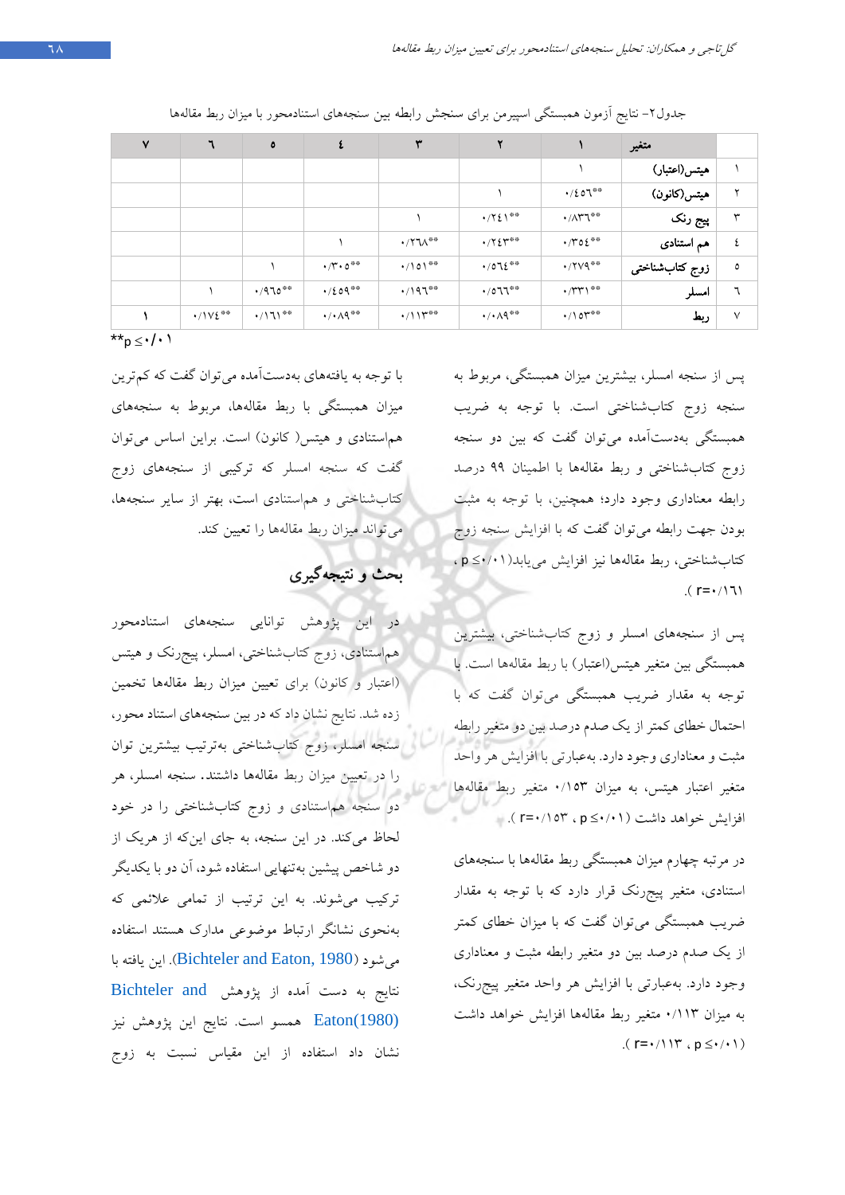جدول۲- نتایج آزمون همبستگی اسپیرمن برای سنجش رابطه بین سنجه‌های استنادمحور با میزان ربط مقاله‌ها

| | متغیر | ۱ | ۲ | ۳ | ۴ | ۵ | ۶ | ۷ |
|---|---|---|---|---|---|---|---|---|
| ۱ | هیتس(اعتبار) | ۱ | | | | | | |
| ۲ | هیتس(کانون) | ۰/۴۵۶** | ۱ | | | | | |
| ۳ | پیج رنک | ۰/۸۳۶** | ۰/۲۴۱** | ۱ | | | | |
| ۴ | هم استنادی | ۰/۳۵۴** | ۰/۲۴۳** | ۰/۲۶۸** | ۱ | | | |
| ۵ | زوج کتاب‌شناختی | ۰/۲۷۹** | ۰/۵۶۴** | ۰/۱۵۱** | ۰/۳۰۵** | ۱ | | |
| ۶ | امسلر | ۰/۳۳۱** | ۰/۵۶۶** | ۰/۱۹۶** | ۰/۴۵۹** | ۰/۹۶۵** | ۱ | |
| ۷ | ربط | ۰/۱۵۳** | ۰/۰۸۹** | ۰/۱۱۳** | ۰/۰۸۹** | ۰/۱۶۱** | ۰/۱۷۴** | ۱ |

$^{**}p \leq ۰/۰۱$

پس از سنجه امسلر، بیشترین میزان همبستگی، مربوط به سنجه زوج کتاب‌شناختی است. با توجه به ضریب همبستگی به‌دست‌آمده می‌توان گفت که بین دو سنجه زوج کتاب‌شناختی و ربط مقاله‌ها با اطمینان ۹۹ درصد رابطه معناداری وجود دارد؛ همچنین، با توجه به مثبت بودن جهت رابطه می‌توان گفت که با افزایش سنجه زوج کتاب‌شناختی، ربط مقاله‌ها نیز افزایش می‌یابد($p \leq ۰/۰۱$ ، $r=۰/۱۶۱$).

پس از سنجه‌های امسلر و زوج کتاب‌شناختی، بیشترین همبستگی بین متغیر هیتس(اعتبار) با ربط مقاله‌ها است. با توجه به مقدار ضریب همبستگی می‌توان گفت که با احتمال خطای کمتر از یک صدم درصد بین دو متغیر رابطه مثبت و معناداری وجود دارد. به‌عبارتی با افزایش هر واحد متغیر اعتبار هیتس، به میزان ۰/۱۵۳ متغیر ربط مقاله‌ها افزایش خواهد داشت ($p \leq ۰/۰۱$ ، $r=۰/۱۵۳$ ).

در مرتبه چهارم میزان همبستگی ربط مقاله‌ها با سنجه‌های استنادی، متغیر پیج‌رنک قرار دارد که با توجه به مقدار ضریب همبستگی می‌توان گفت که با میزان خطای کمتر از یک صدم درصد بین دو متغیر رابطه مثبت و معناداری وجود دارد. به‌عبارتی با افزایش هر واحد متغیر پیج‌رنک، به میزان ۰/۱۱۳ متغیر ربط مقاله‌ها افزایش خواهد داشت ($p \leq ۰/۰۱$ ، $r=۰/۱۱۳$ ).

با توجه به یافته‌های به‌دست‌آمده می‌توان گفت که کم‌ترین میزان همبستگی با ربط مقاله‌ها، مربوط به سنجه‌های هم‌استنادی و هیتس( کانون) است. براین اساس می‌توان گفت که سنجه امسلر که ترکیبی از سنجه‌های زوج کتاب‌شناختی و هم‌استنادی است، بهتر از سایر سنجه‌ها، می‌تواند میزان ربط مقاله‌ها را تعیین کند.

## بحث و نتیجه‌گیری

در این پژوهش توانایی سنجه‌های استنادمحور هم‌استنادی، زوج کتاب‌شناختی، امسلر، پیج‌رنک و هیتس (اعتبار و کانون) برای تعیین میزان ربط مقاله‌ها تخمین زده شد. نتایج نشان داد که در بین سنجه‌های استناد محور، سنجه امسلر، زوج کتاب‌شناختی به‌ترتیب بیشترین توان را در تعیین میزان ربط مقاله‌ها داشتند. سنجه امسلر، هر دو سنجه هم‌استنادی و زوج کتاب‌شناختی را در خود لحاظ می‌کند. در این سنجه، به جای این‌که از هریک از دو شاخص پیشین به‌تنهایی استفاده شود، آن دو با یکدیگر ترکیب می‌شوند. به این ترتیب از تمامی علائمی که به‌نحوی نشانگر ارتباط موضوعی مدارک هستند استفاده می‌شود (Bichteler and Eaton, 1980). این یافته با نتایج به دست آمده از پژوهش Bichteler and Eaton(1980) همسو است. نتایج این پژوهش نیز نشان داد استفاده از این مقیاس نسبت به زوج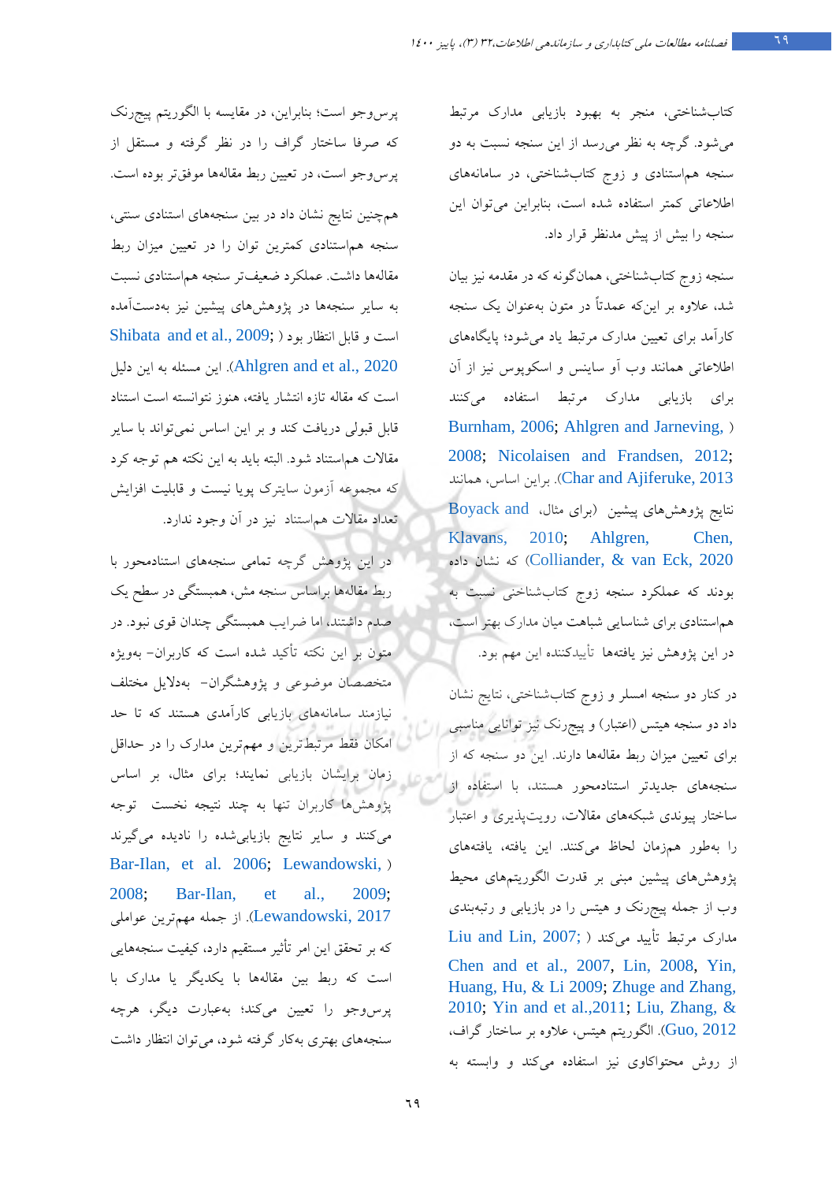کتاب‌شناختی، منجر به بهبود بازیابی مدارک مرتبط می‌شود. گرچه به نظر می‌رسد از این سنجه نسبت به دو سنجه هم‌استنادی و زوج کتاب‌شناختی، در سامانه‌های اطلاعاتی کمتر استفاده شده است، بنابراین می‌توان این سنجه را بیش از پیش مدنظر قرار داد.

سنجه زوج کتاب‌شناختی، همان‌گونه که در مقدمه نیز بیان شد، علاوه بر این‌که عمدتاً در متون به‌عنوان یک سنجه کارآمد برای تعیین مدارک مرتبط یاد می‌شود؛ پایگاه‌های اطلاعاتی همانند وب آو ساینس و اسکوپوس نیز از آن برای بازیابی مدارک مرتبط استفاده می‌کنند (Burnham, 2006; Ahlgren and Jarneving, 2008; Nicolaisen and Frandsen, 2012; Char and Ajiferuke, 2013). براین اساس، همانند نتایج پژوهش‌های پیشین (برای مثال، Boyack and Klavans, 2010; Ahlgren, Chen, Colliander, & van Eck, 2020) که نشان داده بودند که عملکرد سنجه زوج کتاب‌شناختی نسبت به هم‌استنادی برای شناسایی شباهت میان مدارک بهتر است، در این پژوهش نیز یافته‌ها تأییدکننده این مهم بود.

در کنار دو سنجه امسلر و زوج کتاب‌شناختی، نتایج نشان داد دو سنجه هیتس (اعتبار) و پیج‌رنک نیز توانایی مناسبی برای تعیین میزان ربط مقاله‌ها دارند. این دو سنجه که از سنجه‌های جدیدتر استنادمحور هستند، با استفاده از ساختار پیوندی شبکه‌های مقالات، رویت‌پذیری و اعتبار را به‌طور همزمان لحاظ می‌کنند. این یافته، یافته‌های پژوهش‌های پیشین مبنی بر قدرت الگوریتم‌های محیط وب از جمله پیج‌رنک و هیتس را در بازیابی و رتبه‌بندی مدارک مرتبط تأیید می‌کند (Liu and Lin, 2007; Chen and et al., 2007, Lin, 2008, Yin, Huang, Hu, & Li 2009; Zhuge and Zhang, 2010; Yin and et al.,2011; Liu, Zhang, & Guo, 2012). الگوریتم هیتس، علاوه بر ساختار گراف، از روش محتواکاوی نیز استفاده می‌کند و وابسته به پرس‌وجو است؛ بنابراین، در مقایسه با الگوریتم پیج‌رنک که صرفا ساختار گراف را در نظر گرفته و مستقل از پرس‌وجو است، در تعیین ربط مقاله‌ها موفق‌تر بوده است.

همچنین نتایج نشان داد در بین سنجه‌های استنادی سنتی، سنجه هم‌استنادی کمترین توان را در تعیین میزان ربط مقاله‌ها داشت. عملکرد ضعیف‌تر سنجه هم‌استنادی نسبت به سایر سنجه‌ها در پژوهش‌های پیشین نیز به‌دست‌آمده است و قابل انتظار بود (Shibata and et al., 2009; Ahlgren and et al., 2020). این مسئله به این دلیل است که مقاله تازه انتشار یافته، هنوز نتوانسته است استناد قابل قبولی دریافت کند و بر این اساس نمی‌تواند با سایر مقالات هم‌استناد شود. البته باید به این نکته هم توجه کرد که مجموعه آزمون سایترک پویا نیستو قابلیت افزایش تعداد مقالات هم‌استناد نیز در آن وجود ندارد.

در این پژوهش گرچه تمامی سنجه‌های استنادمحور با ربط مقاله‌ها براساس سنجه مش، همبستگی در سطح یک صدم داشتند، اما ضرایب همبستگی چندان قوی نبود. در متون بر این نکته تأکید شده است که کاربران- به‌ویژه متخصصان موضوعی و پژوهشگران- به‌دلایل مختلف نیازمند سامانه‌های بازیابی کارآمدی هستند که تا حد امکان فقط مرتبط‌ترین و مهم‌ترین مدارک را در حداقل زمان برایشان بازیابی نمایند؛ برای مثال، بر اساس پژوهش‌ها کاربران تنها به چند نتیجه نخست توجه می‌کنند و سایر نتایج بازیابی‌شده را نادیده می‌گیرند (Bar-Ilan, et al. 2006; Lewandowski, 2008; Bar-Ilan, et al., 2009; Lewandowski, 2017). از جمله مهم‌ترین عواملی که بر تحقق این امر تأثیر مستقیم دارد، کیفیت سنجه‌هایی است که ربط بین مقاله‌ها با یکدیگر یا مدارک با پرس‌وجو را تعیین می‌کنند؛ به‌عبارت دیگر، هرچه سنجه‌های بهتری به‌کار گرفته شود، می‌توان انتظار داشت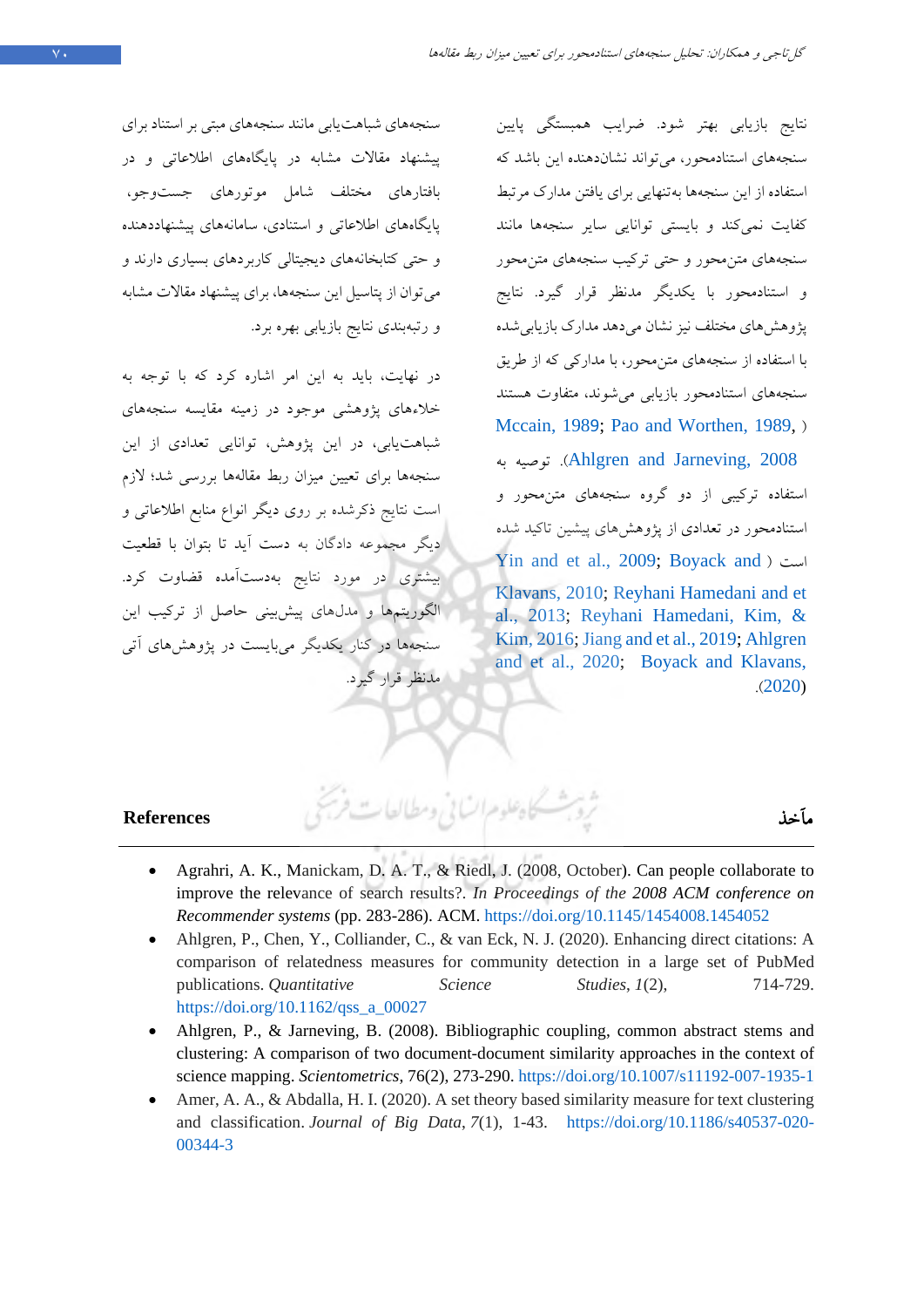نتایج بازیابی بهتر شود. ضرایب همبستگی پایین سنجه‌های استنادمحور، می‌تواند نشان‌دهنده این باشد که استفاده از این سنجه‌ها به‌تنهایی برای یافتن مدارک مرتبط کفایت نمی‌کند و بایستی توانایی سایر سنجه‌ها مانند سنجه‌های متن‌محور و حتی ترکیب سنجه‌های متن‌محور و استنادمحور با یکدیگر مدنظر قرار گیرد. نتایج پژوهش‌های مختلف نیز نشان می‌دهد مدارک بازیابی‌شده با استفاده از سنجه‌های متن‌محور، با مدارکی که از طریق سنجه‌های استنادمحور بازیابی می‌شوند، متفاوت هستند (Mccain, 1989; Pao and Worthen, 1989; Ahlgren and Jarneving, 2008). توصیه به استفاده ترکیبی از دو گروه سنجه‌های متن‌محور و استنادمحور در تعدادی از پژوهش‌های پیشین تاکید شده است (Yin and et al., 2009; Boyack and Klavans, 2010; Reyhani Hamedani and et al., 2013; Reyhani Hamedani, Kim, & Kim, 2016; Jiang and et al., 2019; Ahlgren and et al., 2020; Boyack and Klavans, 2020).

سنجه‌های شباهت‌یابی مانند سنجه‌های مبتی بر استناد برای پیشنهاد مقالات مشابه در پایگاه‌های اطلاعاتی و در بافتارهای مختلف شامل موتورهای جست‌وجو، پایگاه‌های اطلاعاتی و استنادی، سامانه‌های پیشنهاددهنده و حتی کتابخانه‌های دیجیتالی کاربردهای بسیاری دارند و می‌توان از پتاسیل این سنجه‌ها، برای پیشنهاد مقالات مشابه و رتبه‌بندی نتایج بازیابی بهره برد.

در نهایت، باید به این امر اشاره کرد که با توجه به خلاءهای پژوهشی موجود در زمینه مقایسه سنجه‌های شباهت‌یابی، در این پژوهش، توانایی تعدادی از این سنجه‌ها برای تعیین میزان ربط مقاله‌ها بررسی شد؛ لازم است نتایج ذکرشده بر روی دیگر انواع منابع اطلاعاتی و دیگر مجموعه دادگان به دست آید تا بتوان با قطعیت بیشتری در مورد نتایج بدست‌آمده قضاوت کرد. الگوریتم‌ها و مدل‌های پیش‌بینی حاصل از ترکیب این سنجه‌ها در کنار یکدیگر می‌بایست در پژوهش‌های آتی مدنظر قرار گیرد.

## مآخذ / References

- Agrahri, A. K., Manickam, D. A. T., & Riedl, J. (2008, October). Can people collaborate to improve the relevance of search results?. *In Proceedings of the 2008 ACM conference on Recommender systems* (pp. 283-286). ACM. https://doi.org/10.1145/1454008.1454052
- Ahlgren, P., Chen, Y., Colliander, C., & van Eck, N. J. (2020). Enhancing direct citations: A comparison of relatedness measures for community detection in a large set of PubMed publications. *Quantitative Science Studies*, *1*(2), 714-729. https://doi.org/10.1162/qss_a_00027
- Ahlgren, P., & Jarneving, B. (2008). Bibliographic coupling, common abstract stems and clustering: A comparison of two document-document similarity approaches in the context of science mapping. *Scientometrics*, 76(2), 273-290. https://doi.org/10.1007/s11192-007-1935-1
- Amer, A. A., & Abdalla, H. I. (2020). A set theory based similarity measure for text clustering and classification. *Journal of Big Data*, *7*(1), 1-43. https://doi.org/10.1186/s40537-020-00344-3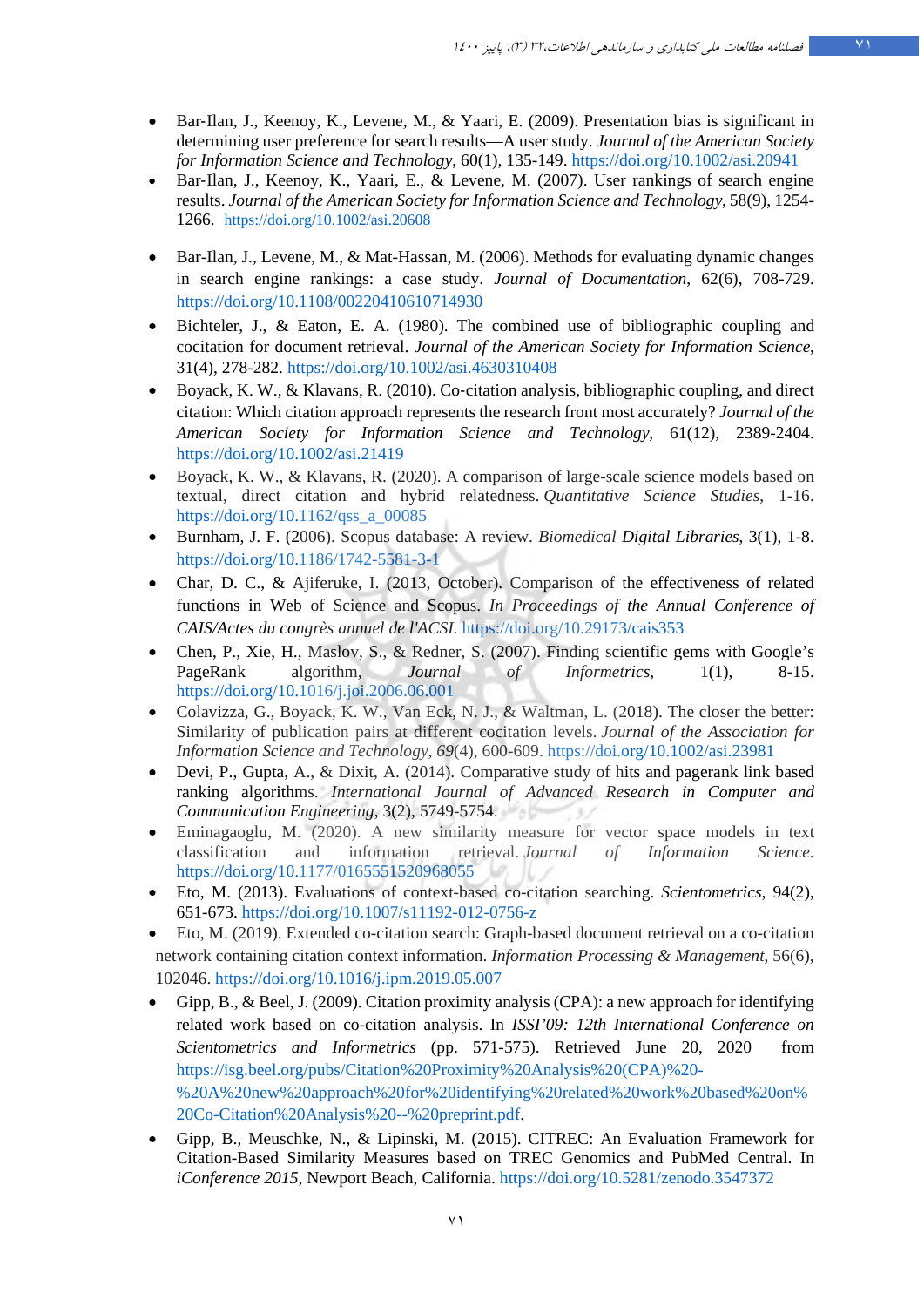- Bar-Ilan, J., Keenoy, K., Levene, M., & Yaari, E. (2009). Presentation bias is significant in determining user preference for search results—A user study. *Journal of the American Society for Information Science and Technology*, 60(1), 135-149. https://doi.org/10.1002/asi.20941
- Bar-Ilan, J., Keenoy, K., Yaari, E., & Levene, M. (2007). User rankings of search engine results. *Journal of the American Society for Information Science and Technology*, 58(9), 1254-1266. https://doi.org/10.1002/asi.20608
- Bar-Ilan, J., Levene, M., & Mat-Hassan, M. (2006). Methods for evaluating dynamic changes in search engine rankings: a case study. *Journal of Documentation*, 62(6), 708-729. https://doi.org/10.1108/00220410610714930
- Bichteler, J., & Eaton, E. A. (1980). The combined use of bibliographic coupling and cocitation for document retrieval. *Journal of the American Society for Information Science*, 31(4), 278-282. https://doi.org/10.1002/asi.4630310408
- Boyack, K. W., & Klavans, R. (2010). Co-citation analysis, bibliographic coupling, and direct citation: Which citation approach represents the research front most accurately? *Journal of the American Society for Information Science and Technology*, 61(12), 2389-2404. https://doi.org/10.1002/asi.21419
- Boyack, K. W., & Klavans, R. (2020). A comparison of large-scale science models based on textual, direct citation and hybrid relatedness. *Quantitative Science Studies*, 1-16. https://doi.org/10.1162/qss_a_00085
- Burnham, J. F. (2006). Scopus database: A review. *Biomedical Digital Libraries*, 3(1), 1-8. https://doi.org/10.1186/1742-5581-3-1
- Char, D. C., & Ajiferuke, I. (2013, October). Comparison of the effectiveness of related functions in Web of Science and Scopus. *In Proceedings of the Annual Conference of CAIS/Actes du congrès annuel de l'ACSI.* https://doi.org/10.29173/cais353
- Chen, P., Xie, H., Maslov, S., & Redner, S. (2007). Finding scientific gems with Google's PageRank algorithm, *Journal of Informetrics*, 1(1), 8-15. https://doi.org/10.1016/j.joi.2006.06.001
- Colavizza, G., Boyack, K. W., Van Eck, N. J., & Waltman, L. (2018). The closer the better: Similarity of publication pairs at different cocitation levels. *Journal of the Association for Information Science and Technology*, *69*(4), 600-609. https://doi.org/10.1002/asi.23981
- Devi, P., Gupta, A., & Dixit, A. (2014). Comparative study of hits and pagerank link based ranking algorithms. *International Journal of Advanced Research in Computer and Communication Engineering*, 3(2), 5749-5754.
- Eminagaoglu, M. (2020). A new similarity measure for vector space models in text classification and information retrieval. *Journal of Information Science.* https://doi.org/10.1177/0165551520968055
- Eto, M. (2013). Evaluations of context-based co-citation searching. *Scientometrics*, 94(2), 651-673. https://doi.org/10.1007/s11192-012-0756-z
- Eto, M. (2019). Extended co-citation search: Graph-based document retrieval on a co-citation network containing citation context information. *Information Processing & Management*, 56(6), 102046. https://doi.org/10.1016/j.ipm.2019.05.007
- Gipp, B., & Beel, J. (2009). Citation proximity analysis (CPA): a new approach for identifying related work based on co-citation analysis. In *ISSI'09: 12th International Conference on Scientometrics and Informetrics* (pp. 571-575). Retrieved June 20, 2020 from https://isg.beel.org/pubs/Citation%20Proximity%20Analysis%20(CPA)%20-%20A%20new%20approach%20for%20identifying%20related%20work%20based%20on%20Co-Citation%20Analysis%20--%20preprint.pdf.
- Gipp, B., Meuschke, N., & Lipinski, M. (2015). CITREC: An Evaluation Framework for Citation-Based Similarity Measures based on TREC Genomics and PubMed Central. In *iConference 2015*, Newport Beach, California. https://doi.org/10.5281/zenodo.3547372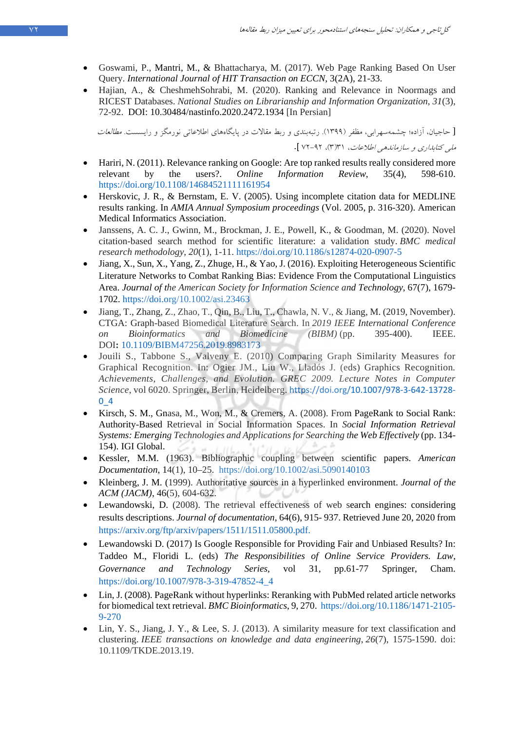- Goswami, P., Mantri, M., & Bhattacharya, M. (2017). Web Page Ranking Based On User Query. *International Journal of HIT Transaction on ECCN*, 3(2A), 21-33.
- Hajian, A., & CheshmehSohrabi, M. (2020). Ranking and Relevance in Noormags and RICEST Databases. *National Studies on Librarianship and Information Organization*, *31*(3), 72-92. DOI: 10.30484/nastinfo.2020.2472.1934 [In Persian]

[ حاجیان، آزاده؛ چشمه‌سهرابی، مظفر (۱۳۹۹). رتبه‌بندی و ربط مقالات در پایگاه‌های اطلاعاتی نورمگز و رایسست. *مطالعات ملی کتابداری و سازماندهی اطلاعات*، ۳۱(۳)، ۹۲-۷۲ ].

- Hariri, N. (2011). Relevance ranking on Google: Are top ranked results really considered more relevant by the users?. *Online Information Review*, 35(4), 598-610. https://doi.org/10.1108/14684521111161954
- Herskovic, J. R., & Bernstam, E. V. (2005). Using incomplete citation data for MEDLINE results ranking. In *AMIA Annual Symposium proceedings* (Vol. 2005, p. 316-320). American Medical Informatics Association.
- Janssens, A. C. J., Gwinn, M., Brockman, J. E., Powell, K., & Goodman, M. (2020). Novel citation-based search method for scientific literature: a validation study. *BMC medical research methodology*, *20*(1), 1-11. https://doi.org/10.1186/s12874-020-0907-5
- Jiang, X., Sun, X., Yang, Z., Zhuge, H., & Yao, J. (2016). Exploiting Heterogeneous Scientific Literature Networks to Combat Ranking Bias: Evidence From the Computational Linguistics Area. *Journal of the American Society for Information Science and Technology*, 67(7), 1679-1702. https://doi.org/10.1002/asi.23463
- Jiang, T., Zhang, Z., Zhao, T., Qin, B., Liu, T., Chawla, N. V., & Jiang, M. (2019, November). CTGA: Graph-based Biomedical Literature Search. In *2019 IEEE International Conference on Bioinformatics and Biomedicine (BIBM)* (pp. 395-400). IEEE. DOI: 10.1109/BIBM47256.2019.8983173
- Jouili S., Tabbone S., Valveny E. (2010) Comparing Graph Similarity Measures for Graphical Recognition. In: Ogier JM., Liu W., Lladós J. (eds) Graphics Recognition. *Achievements, Challenges, and Evolution. GREC 2009. Lecture Notes in Computer Science*, vol 6020. Springer, Berlin, Heidelberg. https://doi.org/10.1007/978-3-642-13728-0_4
- Kirsch, S. M., Gnasa, M., Won, M., & Cremers, A. (2008). From PageRank to Social Rank: Authority-Based Retrieval in Social Information Spaces. In *Social Information Retrieval Systems: Emerging Technologies and Applications for Searching the Web Effectively* (pp. 134-154). IGI Global.
- Kessler, M.M. (1963). Bibliographic coupling between scientific papers. *American Documentation*, 14(1), 10–25. https://doi.org/10.1002/asi.5090140103
- Kleinberg, J. M. (1999). Authoritative sources in a hyperlinked environment. *Journal of the ACM (JACM)*, 46(5), 604-632.
- Lewandowski, D. (2008). The retrieval effectiveness of web search engines: considering results descriptions. *Journal of documentation*, 64(6), 915- 937. Retrieved June 20, 2020 from https://arxiv.org/ftp/arxiv/papers/1511/1511.05800.pdf.
- Lewandowski D. (2017) Is Google Responsible for Providing Fair and Unbiased Results? In: Taddeo M., Floridi L. (eds) *The Responsibilities of Online Service Providers. Law, Governance and Technology Series*, vol 31, pp.61-77 Springer, Cham. https://doi.org/10.1007/978-3-319-47852-4_4
- Lin, J. (2008). PageRank without hyperlinks: Reranking with PubMed related article networks for biomedical text retrieval. *BMC Bioinformatics*, 9, 270. https://doi.org/10.1186/1471-2105-9-270
- Lin, Y. S., Jiang, J. Y., & Lee, S. J. (2013). A similarity measure for text classification and clustering. *IEEE transactions on knowledge and data engineering*, *26*(7), 1575-1590. doi: 10.1109/TKDE.2013.19.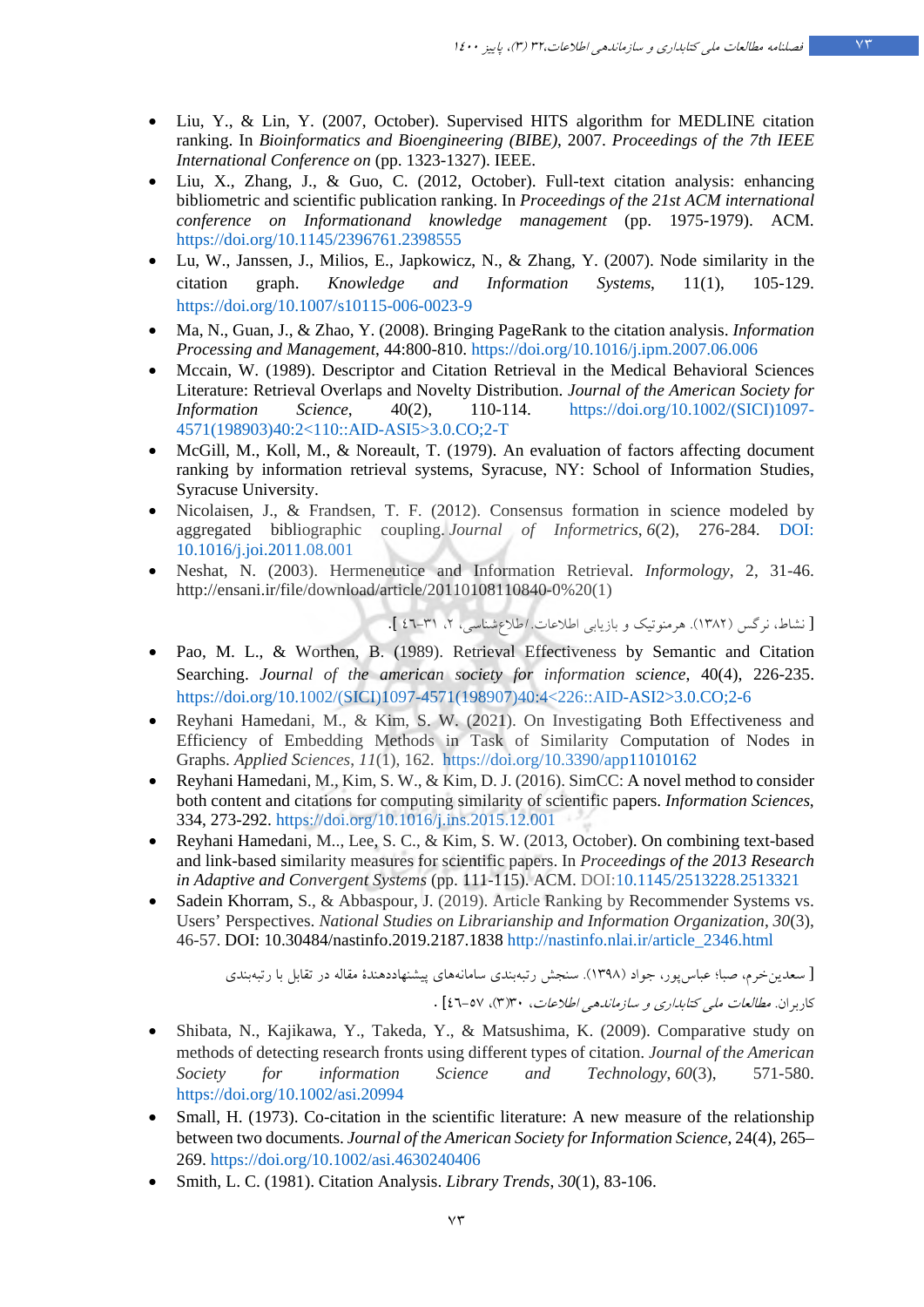- Liu, Y., & Lin, Y. (2007, October). Supervised HITS algorithm for MEDLINE citation ranking. In *Bioinformatics and Bioengineering (BIBE)*, 2007. *Proceedings of the 7th IEEE International Conference on* (pp. 1323-1327). IEEE.
- Liu, X., Zhang, J., & Guo, C. (2012, October). Full-text citation analysis: enhancing bibliometric and scientific publication ranking. In *Proceedings of the 21st ACM international conference on Informationand knowledge management* (pp. 1975-1979). ACM. https://doi.org/10.1145/2396761.2398555
- Lu, W., Janssen, J., Milios, E., Japkowicz, N., & Zhang, Y. (2007). Node similarity in the citation graph. *Knowledge and Information Systems*, 11(1), 105-129. https://doi.org/10.1007/s10115-006-0023-9
- Ma, N., Guan, J., & Zhao, Y. (2008). Bringing PageRank to the citation analysis. *Information Processing and Management*, 44:800-810. https://doi.org/10.1016/j.ipm.2007.06.006
- Mccain, W. (1989). Descriptor and Citation Retrieval in the Medical Behavioral Sciences Literature: Retrieval Overlaps and Novelty Distribution. *Journal of the American Society for Information Science*, 40(2), 110-114. https://doi.org/10.1002/(SICI)1097-4571(198903)40:2<110::AID-ASI5>3.0.CO;2-T
- McGill, M., Koll, M., & Noreault, T. (1979). An evaluation of factors affecting document ranking by information retrieval systems, Syracuse, NY: School of Information Studies, Syracuse University.
- Nicolaisen, J., & Frandsen, T. F. (2012). Consensus formation in science modeled by aggregated bibliographic coupling. *Journal of Informetrics*, *6*(2), 276-284. DOI: 10.1016/j.joi.2011.08.001
- Neshat, N. (2003). Hermeneutice and Information Retrieval. *Informology*, 2, 31-46. http://ensani.ir/file/download/article/20110108110840-0%20(1)

[ نشاط، نرگس (۱۳۸۲). هرمنوتیک و بازیابی اطلاعات. اطلاع‌شناسی، ۲، ۳۱-٤٦ ].

- Pao, M. L., & Worthen, B. (1989). Retrieval Effectiveness by Semantic and Citation Searching. *Journal of the american society for information science*, 40(4), 226-235. https://doi.org/10.1002/(SICI)1097-4571(198907)40:4<226::AID-ASI2>3.0.CO;2-6
- Reyhani Hamedani, M., & Kim, S. W. (2021). On Investigating Both Effectiveness and Efficiency of Embedding Methods in Task of Similarity Computation of Nodes in Graphs. *Applied Sciences*, *11*(1), 162. https://doi.org/10.3390/app11010162
- Reyhani Hamedani, M., Kim, S. W., & Kim, D. J. (2016). SimCC: A novel method to consider both content and citations for computing similarity of scientific papers. *Information Sciences*, 334, 273-292. https://doi.org/10.1016/j.ins.2015.12.001
- Reyhani Hamedani, M.., Lee, S. C., & Kim, S. W. (2013, October). On combining text-based and link-based similarity measures for scientific papers. In *Proceedings of the 2013 Research in Adaptive and Convergent Systems* (pp. 111-115). ACM. DOI:10.1145/2513228.2513321
- Sadein Khorram, S., & Abbaspour, J. (2019). Article Ranking by Recommender Systems vs. Users' Perspectives. *National Studies on Librarianship and Information Organization*, *30*(3), 46-57. DOI: 10.30484/nastinfo.2019.2187.1838 http://nastinfo.nlai.ir/article_2346.html

[ سعدین‌خرم، صبا؛ عباس‌پور، جواد (۱۳۹۸). سنجش رتبه‌بندی سامانه‌های پیشنهاددهندهٔ مقاله در تقابل با رتبه‌بندی کاربران. *مطالعات ملی کتابداری و سازماندهی اطلاعات*، ۳۰(۳)، ٥٧-٤٦ ].

- Shibata, N., Kajikawa, Y., Takeda, Y., & Matsushima, K. (2009). Comparative study on methods of detecting research fronts using different types of citation. *Journal of the American Society for information Science and Technology*, *60*(3), 571-580. https://doi.org/10.1002/asi.20994
- Small, H. (1973). Co‐citation in the scientific literature: A new measure of the relationship between two documents. *Journal of the American Society for Information Science*, 24(4), 265–269. https://doi.org/10.1002/asi.4630240406
- Smith, L. C. (1981). Citation Analysis. *Library Trends*, *30*(1), 83-106.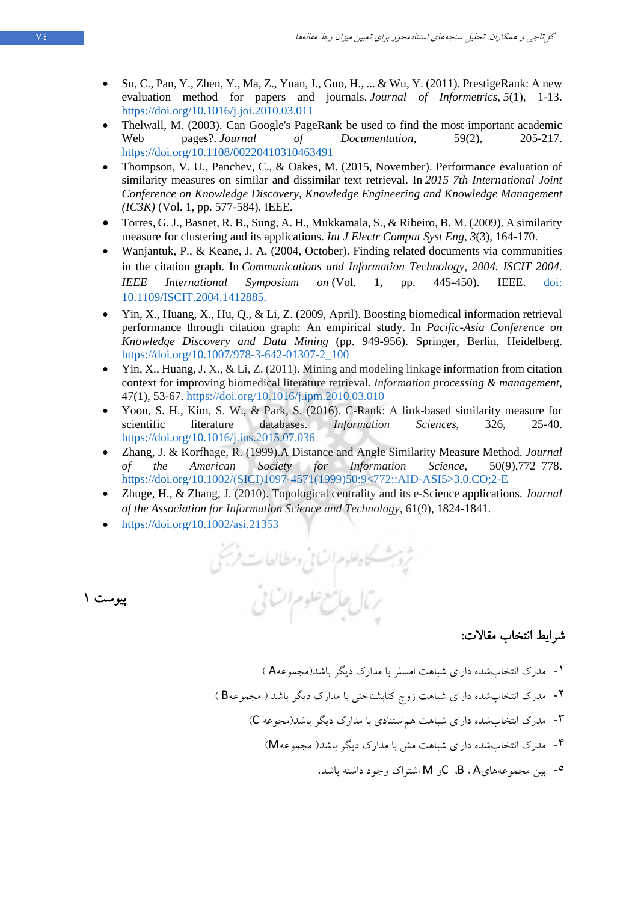- Su, C., Pan, Y., Zhen, Y., Ma, Z., Yuan, J., Guo, H., ... & Wu, Y. (2011). PrestigeRank: A new evaluation method for papers and journals. *Journal of Informetrics*, *5*(1), 1-13. https://doi.org/10.1016/j.joi.2010.03.011
- Thelwall, M. (2003). Can Google's PageRank be used to find the most important academic Web pages?. *Journal of Documentation*, 59(2), 205-217. https://doi.org/10.1108/00220410310463491
- Thompson, V. U., Panchev, C., & Oakes, M. (2015, November). Performance evaluation of similarity measures on similar and dissimilar text retrieval. In *2015 7th International Joint Conference on Knowledge Discovery, Knowledge Engineering and Knowledge Management (IC3K)* (Vol. 1, pp. 577-584). IEEE.
- Torres, G. J., Basnet, R. B., Sung, A. H., Mukkamala, S., & Ribeiro, B. M. (2009). A similarity measure for clustering and its applications. *Int J Electr Comput Syst Eng*, *3*(3), 164-170.
- Wanjantuk, P., & Keane, J. A. (2004, October). Finding related documents via communities in the citation graph. In *Communications and Information Technology, 2004. ISCIT 2004. IEEE International Symposium on* (Vol. 1, pp. 445-450). IEEE. doi: 10.1109/ISCIT.2004.1412885.
- Yin, X., Huang, X., Hu, Q., & Li, Z. (2009, April). Boosting biomedical information retrieval performance through citation graph: An empirical study. In *Pacific-Asia Conference on Knowledge Discovery and Data Mining* (pp. 949-956). Springer, Berlin, Heidelberg. https://doi.org/10.1007/978-3-642-01307-2_100
- Yin, X., Huang, J. X., & Li, Z. (2011). Mining and modeling linkage information from citation context for improving biomedical literature retrieval. *Information processing & management*, 47(1), 53-67. https://doi.org/10.1016/j.ipm.2010.03.010
- Yoon, S. H., Kim, S. W., & Park, S. (2016). C-Rank: A link-based similarity measure for scientific literature databases. *Information Sciences*, 326, 25-40. https://doi.org/10.1016/j.ins.2015.07.036
- Zhang, J. & Korfhage, R. (1999).A Distance and Angle Similarity Measure Method. *Journal of the American Society for Information Science*, 50(9),772–778. https://doi.org/10.1002/(SICI)1097-4571(1999)50:9<772::AID-ASI5>3.0.CO;2-E
- Zhuge, H., & Zhang, J. (2010). Topological centrality and its e-Science applications. *Journal of the Association for Information Science and Technology*, 61(9), 1824-1841.
- https://doi.org/10.1002/asi.21353

## پیوست ۱

### شرایط انتخاب مقالات:

۱- مدرک انتخاب‌شده دارای شباهت امسلر با مدارک دیگر باشد(مجموعهA )

۲- مدرک انتخاب‌شده دارای شباهت زوج کتابشناختی با مدارک دیگر باشد ( مجموعهB )

۳- مدرک انتخاب‌شده دارای شباهت هم‌استنادی با مدارک دیگر باشد(مجوعه C)

۴- مدرک انتخاب‌شده دارای شباهت مش با مدارک دیگر باشد( مجموعهM)

۵- بین مجموعه‌های A، B، C و M اشتراک وجود داشته باشد.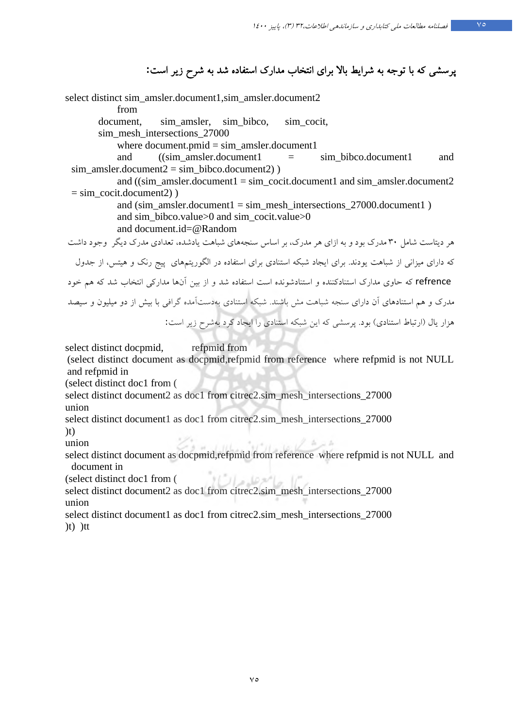**پرسشی که با توجه به شرایط بالا برای انتخاب مدارک استفاده شد به شرح زیر است:**

```
select distinct sim_amsler.document1,sim_amsler.document2
        from
     document,     sim_amsler,   sim_bibco,     sim_cocit,
     sim_mesh_intersections_27000
        where document.pmid = sim_amsler.document1
        and     ((sim_amsler.document1     =     sim_bibco.document1     and
  sim_amsler.document2 = sim_bibco.document2) )
        and ((sim_amsler.document1 = sim_cocit.document1 and sim_amsler.document2
  = sim_cocit.document2) )
        and (sim_amsler.document1 = sim_mesh_intersections_27000.document1 )
        and sim_bibco.value>0 and sim_cocit.value>0
        and document.id=@Random
```

هر دیتاست شامل ۳۰ مدرک بود و به ازای هر مدرک، بر اساس سنجه‌های شباهت یادشده، تعدادی مدرک دیگر وجود داشت که دارای میزانی از شباهت بودند. برای ایجاد شبکه استنادی برای استفاده در الگوریتم‌های پیج رنک و هیتس، از جدول refrence که حاوی مدارک استنادکننده و استنادشونده است استفاده شد و از بین آن‌ها مدارکی انتخاب شد که هم خود مدرک و هم استنادهای آن دارای سنجه شباهت مش باشند. شبکه استنادی به‌دست‌آمده گرافی با بیش از دو میلیون و سیصد هزار یال (ارتباط استنادی) بود. پرسشی که این شبکه استنادی را ایجاد کرد به‌شرح زیر است:

```
select distinct docpmid,        refpmid from
 (select distinct document as docpmid,refpmid from reference  where refpmid is not NULL
 and refpmid in
(select distinct doc1 from (
select distinct document2 as doc1 from citrec2.sim_mesh_intersections_27000
union
select distinct document1 as doc1 from citrec2.sim_mesh_intersections_27000
)t)
union
select distinct document as docpmid,refpmid from reference  where refpmid is not NULL  and
  document in
(select distinct doc1 from (
select distinct document2 as doc1 from citrec2.sim_mesh_intersections_27000
union
select distinct document1 as doc1 from citrec2.sim_mesh_intersections_27000
)t)  )tt
```